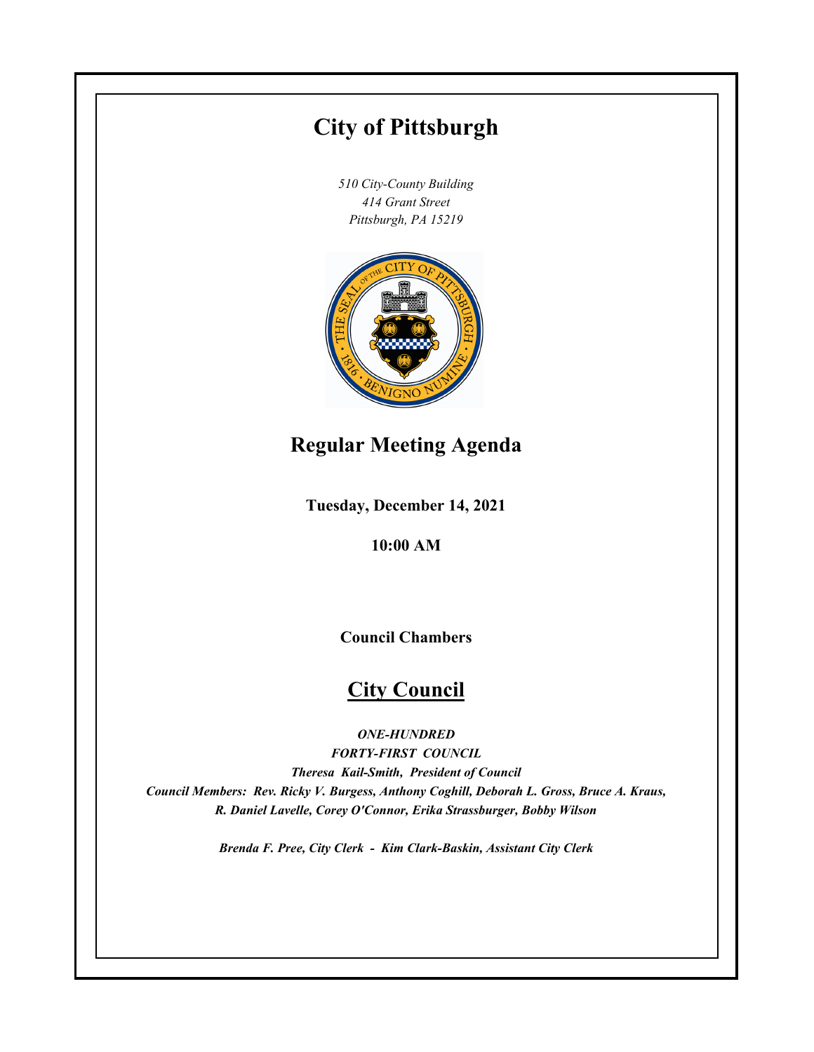# City of Pittsburgh

*510 City-County Building*
*414 Grant Street*
*Pittsburgh, PA 15219*

## Regular Meeting Agenda

**Tuesday, December 14, 2021**

**10:00 AM**

**Council Chambers**

## City Council

***ONE-HUNDRED***
***FORTY-FIRST COUNCIL***
***Theresa Kail-Smith, President of Council***
***Council Members: Rev. Ricky V. Burgess, Anthony Coghill, Deborah L. Gross, Bruce A. Kraus, R. Daniel Lavelle, Corey O'Connor, Erika Strassburger, Bobby Wilson***

***Brenda F. Pree, City Clerk - Kim Clark-Baskin, Assistant City Clerk***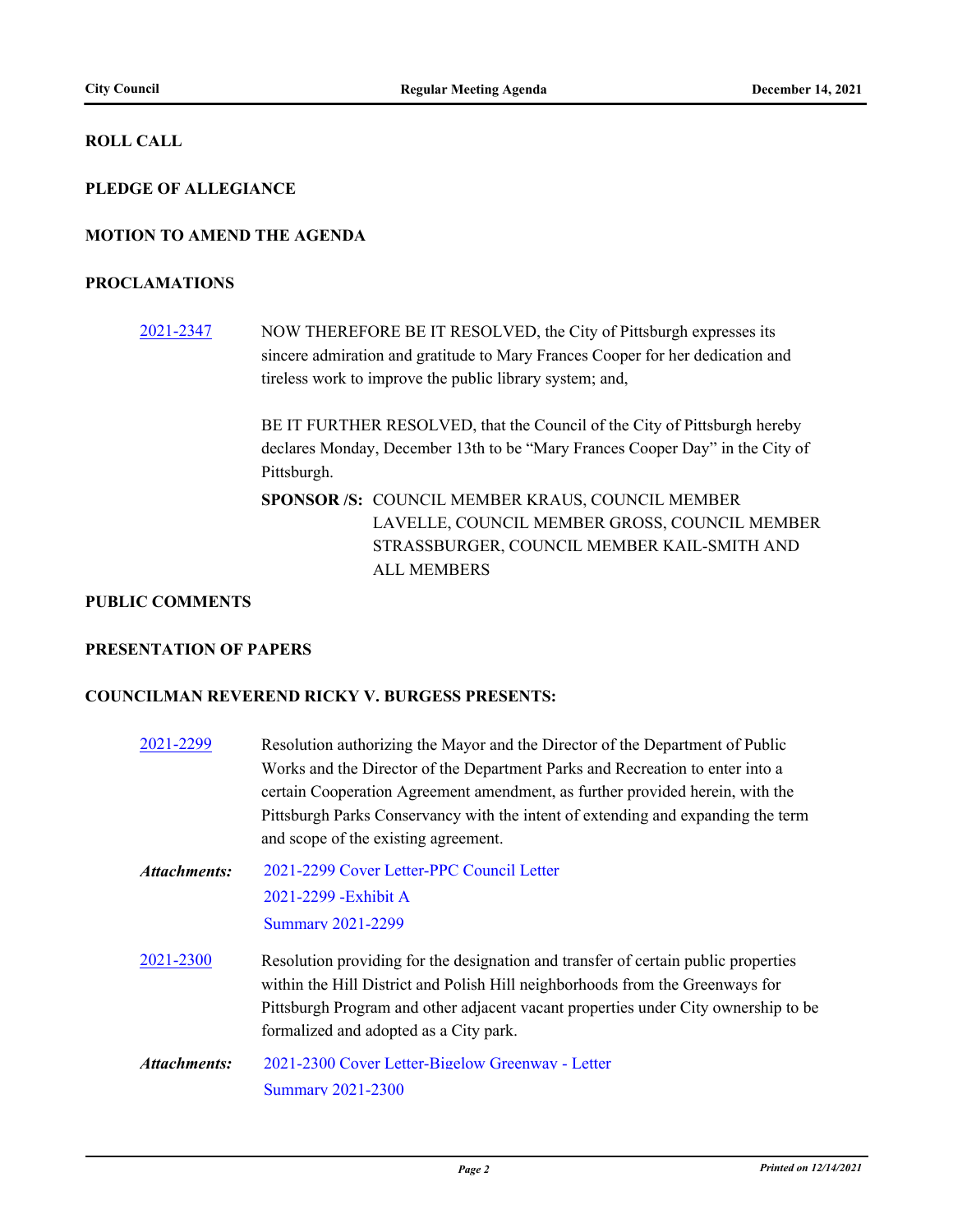**ROLL CALL**

**PLEDGE OF ALLEGIANCE**

**MOTION TO AMEND THE AGENDA**

**PROCLAMATIONS**

2021-2347 NOW THEREFORE BE IT RESOLVED, the City of Pittsburgh expresses its sincere admiration and gratitude to Mary Frances Cooper for her dedication and tireless work to improve the public library system; and,

BE IT FURTHER RESOLVED, that the Council of the City of Pittsburgh hereby declares Monday, December 13th to be "Mary Frances Cooper Day" in the City of Pittsburgh.

**SPONSOR /S:** COUNCIL MEMBER KRAUS, COUNCIL MEMBER LAVELLE, COUNCIL MEMBER GROSS, COUNCIL MEMBER STRASSBURGER, COUNCIL MEMBER KAIL-SMITH AND ALL MEMBERS

**PUBLIC COMMENTS**

**PRESENTATION OF PAPERS**

**COUNCILMAN REVEREND RICKY V. BURGESS PRESENTS:**

2021-2299 Resolution authorizing the Mayor and the Director of the Department of Public Works and the Director of the Department Parks and Recreation to enter into a certain Cooperation Agreement amendment, as further provided herein, with the Pittsburgh Parks Conservancy with the intent of extending and expanding the term and scope of the existing agreement.

***Attachments:*** 2021-2299 Cover Letter-PPC Council Letter
2021-2299 -Exhibit A
Summary 2021-2299

2021-2300 Resolution providing for the designation and transfer of certain public properties within the Hill District and Polish Hill neighborhoods from the Greenways for Pittsburgh Program and other adjacent vacant properties under City ownership to be formalized and adopted as a City park.

***Attachments:*** 2021-2300 Cover Letter-Bigelow Greenway - Letter
Summary 2021-2300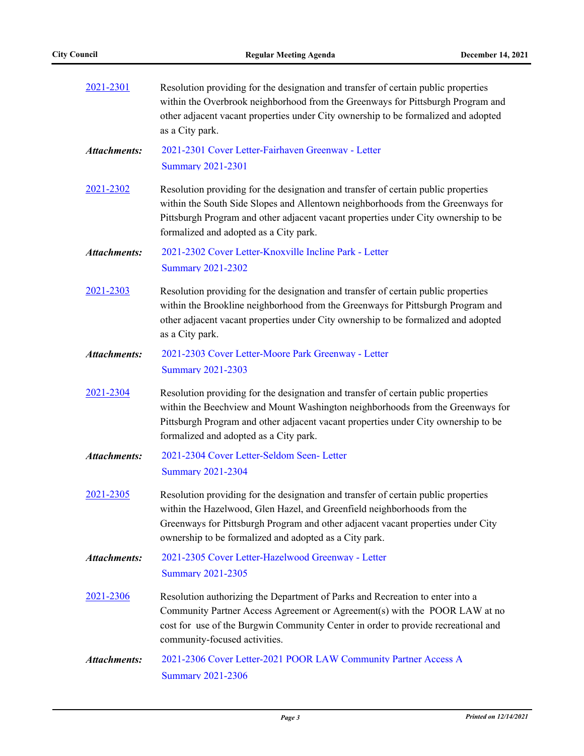2021-2301 Resolution providing for the designation and transfer of certain public properties within the Overbrook neighborhood from the Greenways for Pittsburgh Program and other adjacent vacant properties under City ownership to be formalized and adopted as a City park.

***Attachments:*** 2021-2301 Cover Letter-Fairhaven Greenway - Letter
Summary 2021-2301

2021-2302 Resolution providing for the designation and transfer of certain public properties within the South Side Slopes and Allentown neighborhoods from the Greenways for Pittsburgh Program and other adjacent vacant properties under City ownership to be formalized and adopted as a City park.

***Attachments:*** 2021-2302 Cover Letter-Knoxville Incline Park - Letter
Summary 2021-2302

2021-2303 Resolution providing for the designation and transfer of certain public properties within the Brookline neighborhood from the Greenways for Pittsburgh Program and other adjacent vacant properties under City ownership to be formalized and adopted as a City park.

***Attachments:*** 2021-2303 Cover Letter-Moore Park Greenway - Letter
Summary 2021-2303

2021-2304 Resolution providing for the designation and transfer of certain public properties within the Beechview and Mount Washington neighborhoods from the Greenways for Pittsburgh Program and other adjacent vacant properties under City ownership to be formalized and adopted as a City park.

***Attachments:*** 2021-2304 Cover Letter-Seldom Seen- Letter
Summary 2021-2304

2021-2305 Resolution providing for the designation and transfer of certain public properties within the Hazelwood, Glen Hazel, and Greenfield neighborhoods from the Greenways for Pittsburgh Program and other adjacent vacant properties under City ownership to be formalized and adopted as a City park.

***Attachments:*** 2021-2305 Cover Letter-Hazelwood Greenway - Letter
Summary 2021-2305

2021-2306 Resolution authorizing the Department of Parks and Recreation to enter into a Community Partner Access Agreement or Agreement(s) with the POOR LAW at no cost for use of the Burgwin Community Center in order to provide recreational and community-focused activities.

***Attachments:*** 2021-2306 Cover Letter-2021 POOR LAW Community Partner Access A
Summary 2021-2306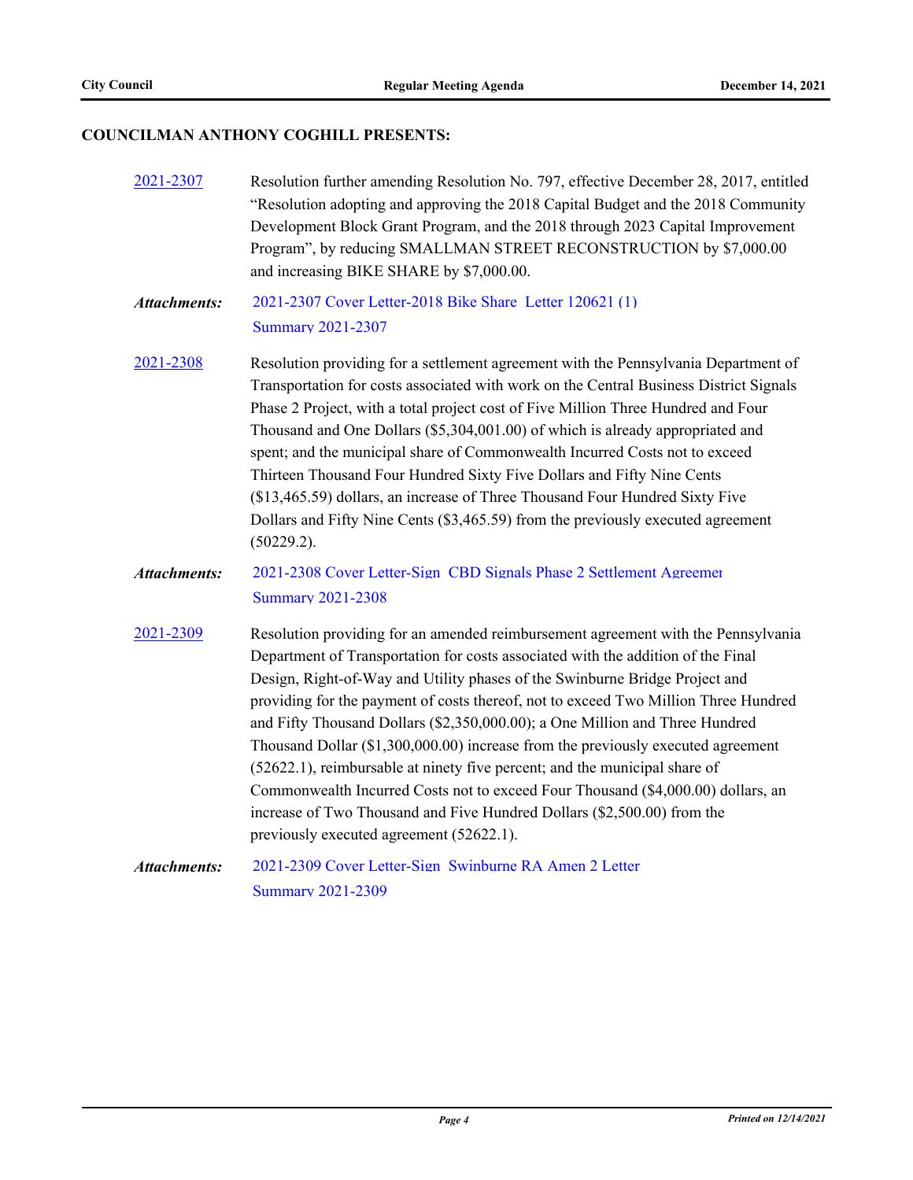## COUNCILMAN ANTHONY COGHILL PRESENTS:

[2021-2307](2021-2307) Resolution further amending Resolution No. 797, effective December 28, 2017, entitled "Resolution adopting and approving the 2018 Capital Budget and the 2018 Community Development Block Grant Program, and the 2018 through 2023 Capital Improvement Program", by reducing SMALLMAN STREET RECONSTRUCTION by $7,000.00 and increasing BIKE SHARE by $7,000.00.

***Attachments:*** 2021-2307 Cover Letter-2018 Bike Share Letter 120621 (1)
Summary 2021-2307

[2021-2308](2021-2308) Resolution providing for a settlement agreement with the Pennsylvania Department of Transportation for costs associated with work on the Central Business District Signals Phase 2 Project, with a total project cost of Five Million Three Hundred and Four Thousand and One Dollars ($5,304,001.00) of which is already appropriated and spent; and the municipal share of Commonwealth Incurred Costs not to exceed Thirteen Thousand Four Hundred Sixty Five Dollars and Fifty Nine Cents ($13,465.59) dollars, an increase of Three Thousand Four Hundred Sixty Five Dollars and Fifty Nine Cents ($3,465.59) from the previously executed agreement (50229.2).

***Attachments:*** 2021-2308 Cover Letter-Sign CBD Signals Phase 2 Settlement Agreemer
Summary 2021-2308

[2021-2309](2021-2309) Resolution providing for an amended reimbursement agreement with the Pennsylvania Department of Transportation for costs associated with the addition of the Final Design, Right-of-Way and Utility phases of the Swinburne Bridge Project and providing for the payment of costs thereof, not to exceed Two Million Three Hundred and Fifty Thousand Dollars ($2,350,000.00); a One Million and Three Hundred Thousand Dollar ($1,300,000.00) increase from the previously executed agreement (52622.1), reimbursable at ninety five percent; and the municipal share of Commonwealth Incurred Costs not to exceed Four Thousand ($4,000.00) dollars, an increase of Two Thousand and Five Hundred Dollars ($2,500.00) from the previously executed agreement (52622.1).

***Attachments:*** 2021-2309 Cover Letter-Sign Swinburne RA Amen 2 Letter
Summary 2021-2309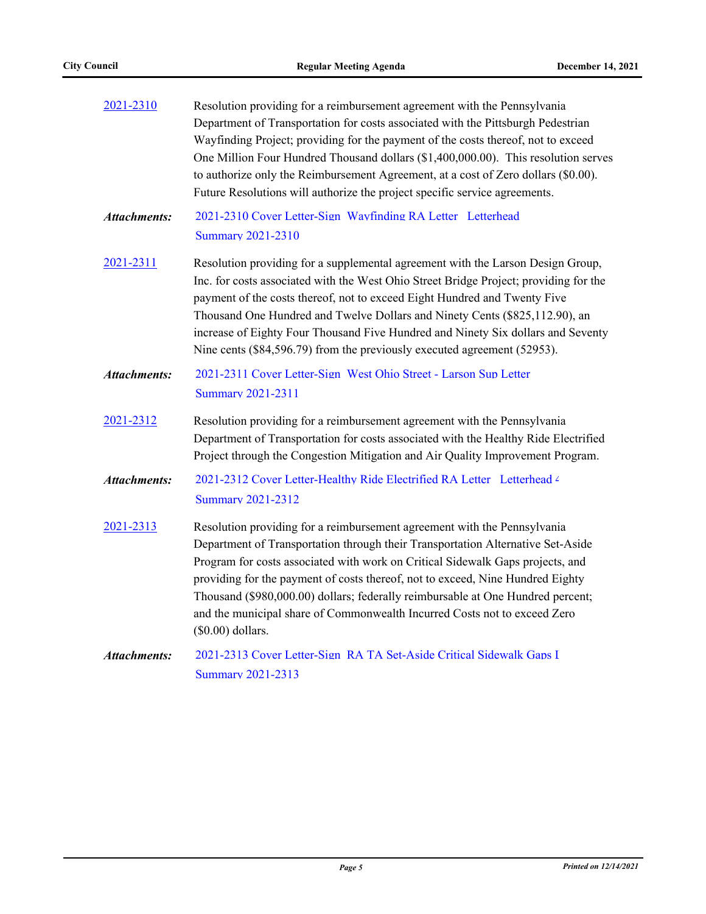[2021-2310](#)

Resolution providing for a reimbursement agreement with the Pennsylvania Department of Transportation for costs associated with the Pittsburgh Pedestrian Wayfinding Project; providing for the payment of the costs thereof, not to exceed One Million Four Hundred Thousand dollars ($1,400,000.00). This resolution serves to authorize only the Reimbursement Agreement, at a cost of Zero dollars ($0.00). Future Resolutions will authorize the project specific service agreements.

***Attachments:*** 2021-2310 Cover Letter-Sign Wayfinding RA Letter Letterhead
Summary 2021-2310

[2021-2311](#)

Resolution providing for a supplemental agreement with the Larson Design Group, Inc. for costs associated with the West Ohio Street Bridge Project; providing for the payment of the costs thereof, not to exceed Eight Hundred and Twenty Five Thousand One Hundred and Twelve Dollars and Ninety Cents ($825,112.90), an increase of Eighty Four Thousand Five Hundred and Ninety Six dollars and Seventy Nine cents ($84,596.79) from the previously executed agreement (52953).

***Attachments:*** 2021-2311 Cover Letter-Sign West Ohio Street - Larson Sup Letter
Summary 2021-2311

[2021-2312](#)

Resolution providing for a reimbursement agreement with the Pennsylvania Department of Transportation for costs associated with the Healthy Ride Electrified Project through the Congestion Mitigation and Air Quality Improvement Program.

***Attachments:*** 2021-2312 Cover Letter-Healthy Ride Electrified RA Letter Letterhead 4
Summary 2021-2312

[2021-2313](#)

Resolution providing for a reimbursement agreement with the Pennsylvania Department of Transportation through their Transportation Alternative Set-Aside Program for costs associated with work on Critical Sidewalk Gaps projects, and providing for the payment of costs thereof, not to exceed, Nine Hundred Eighty Thousand ($980,000.00) dollars; federally reimbursable at One Hundred percent; and the municipal share of Commonwealth Incurred Costs not to exceed Zero ($0.00) dollars.

***Attachments:*** 2021-2313 Cover Letter-Sign RA TA Set-Aside Critical Sidewalk Gaps I
Summary 2021-2313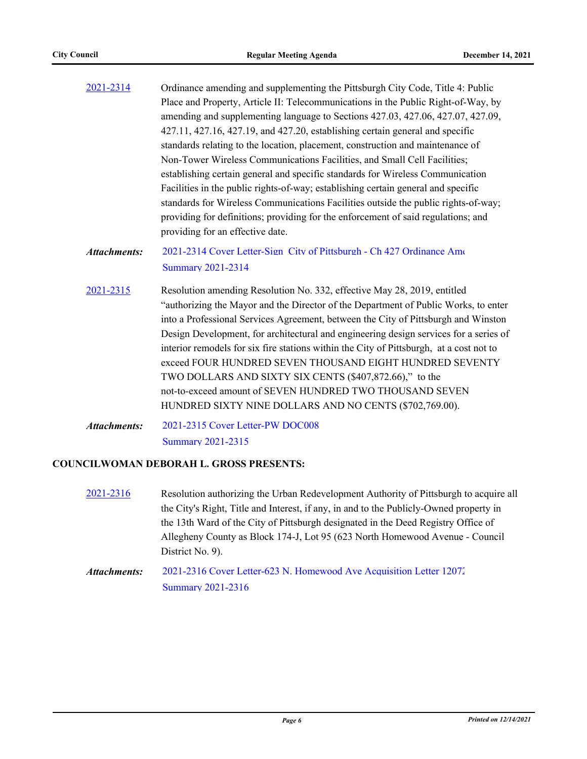2021-2314 Ordinance amending and supplementing the Pittsburgh City Code, Title 4: Public Place and Property, Article II: Telecommunications in the Public Right-of-Way, by amending and supplementing language to Sections 427.03, 427.06, 427.07, 427.09, 427.11, 427.16, 427.19, and 427.20, establishing certain general and specific standards relating to the location, placement, construction and maintenance of Non-Tower Wireless Communications Facilities, and Small Cell Facilities; establishing certain general and specific standards for Wireless Communication Facilities in the public rights-of-way; establishing certain general and specific standards for Wireless Communications Facilities outside the public rights-of-way; providing for definitions; providing for the enforcement of said regulations; and providing for an effective date.

***Attachments:*** 2021-2314 Cover Letter-Sign City of Pittsburgh - Ch 427 Ordinance Ame
Summary 2021-2314

2021-2315 Resolution amending Resolution No. 332, effective May 28, 2019, entitled "authorizing the Mayor and the Director of the Department of Public Works, to enter into a Professional Services Agreement, between the City of Pittsburgh and Winston Design Development, for architectural and engineering design services for a series of interior remodels for six fire stations within the City of Pittsburgh, at a cost not to exceed FOUR HUNDRED SEVEN THOUSAND EIGHT HUNDRED SEVENTY TWO DOLLARS AND SIXTY SIX CENTS ($407,872.66)," to the not-to-exceed amount of SEVEN HUNDRED TWO THOUSAND SEVEN HUNDRED SIXTY NINE DOLLARS AND NO CENTS ($702,769.00).

***Attachments:*** 2021-2315 Cover Letter-PW DOC008
Summary 2021-2315

**COUNCILWOMAN DEBORAH L. GROSS PRESENTS:**

2021-2316 Resolution authorizing the Urban Redevelopment Authority of Pittsburgh to acquire all the City's Right, Title and Interest, if any, in and to the Publicly-Owned property in the 13th Ward of the City of Pittsburgh designated in the Deed Registry Office of Allegheny County as Block 174-J, Lot 95 (623 North Homewood Avenue - Council District No. 9).

***Attachments:*** 2021-2316 Cover Letter-623 N. Homewood Ave Acquisition Letter 1207
Summary 2021-2316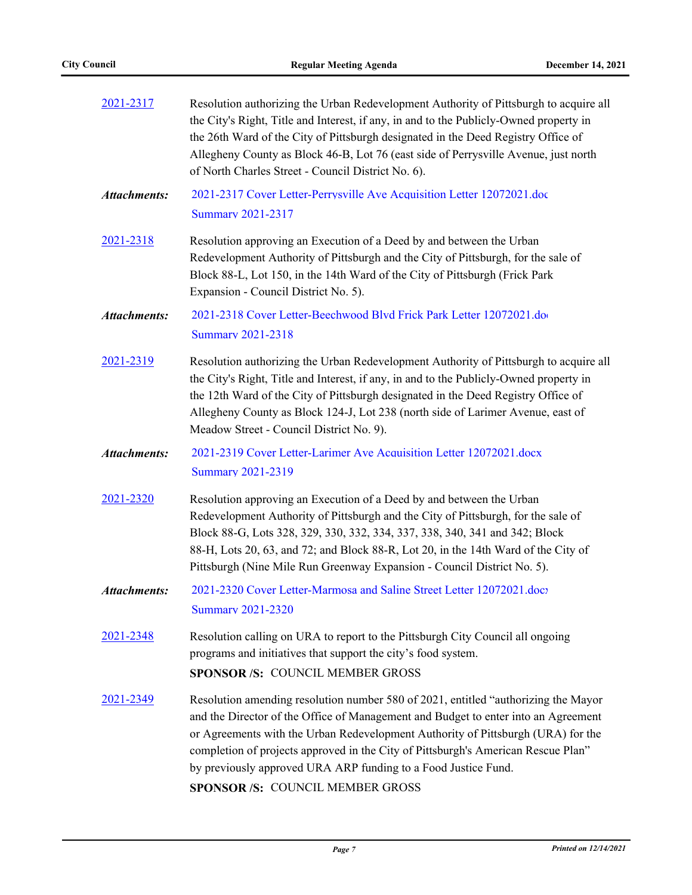2021-2317 Resolution authorizing the Urban Redevelopment Authority of Pittsburgh to acquire all the City's Right, Title and Interest, if any, in and to the Publicly-Owned property in the 26th Ward of the City of Pittsburgh designated in the Deed Registry Office of Allegheny County as Block 46-B, Lot 76 (east side of Perrysville Avenue, just north of North Charles Street - Council District No. 6).

***Attachments:*** 2021-2317 Cover Letter-Perrysville Ave Acquisition Letter 12072021.doc
Summary 2021-2317

2021-2318 Resolution approving an Execution of a Deed by and between the Urban Redevelopment Authority of Pittsburgh and the City of Pittsburgh, for the sale of Block 88-L, Lot 150, in the 14th Ward of the City of Pittsburgh (Frick Park Expansion - Council District No. 5).

***Attachments:*** 2021-2318 Cover Letter-Beechwood Blvd Frick Park Letter 12072021.doc
Summary 2021-2318

2021-2319 Resolution authorizing the Urban Redevelopment Authority of Pittsburgh to acquire all the City's Right, Title and Interest, if any, in and to the Publicly-Owned property in the 12th Ward of the City of Pittsburgh designated in the Deed Registry Office of Allegheny County as Block 124-J, Lot 238 (north side of Larimer Avenue, east of Meadow Street - Council District No. 9).

***Attachments:*** 2021-2319 Cover Letter-Larimer Ave Acquisition Letter 12072021.docx
Summary 2021-2319

2021-2320 Resolution approving an Execution of a Deed by and between the Urban Redevelopment Authority of Pittsburgh and the City of Pittsburgh, for the sale of Block 88-G, Lots 328, 329, 330, 332, 334, 337, 338, 340, 341 and 342; Block 88-H, Lots 20, 63, and 72; and Block 88-R, Lot 20, in the 14th Ward of the City of Pittsburgh (Nine Mile Run Greenway Expansion - Council District No. 5).

***Attachments:*** 2021-2320 Cover Letter-Marmosa and Saline Street Letter 12072021.docx
Summary 2021-2320

2021-2348 Resolution calling on URA to report to the Pittsburgh City Council all ongoing programs and initiatives that support the city's food system.

**SPONSOR /S:** COUNCIL MEMBER GROSS

2021-2349 Resolution amending resolution number 580 of 2021, entitled "authorizing the Mayor and the Director of the Office of Management and Budget to enter into an Agreement or Agreements with the Urban Redevelopment Authority of Pittsburgh (URA) for the completion of projects approved in the City of Pittsburgh's American Rescue Plan" by previously approved URA ARP funding to a Food Justice Fund.

**SPONSOR /S:** COUNCIL MEMBER GROSS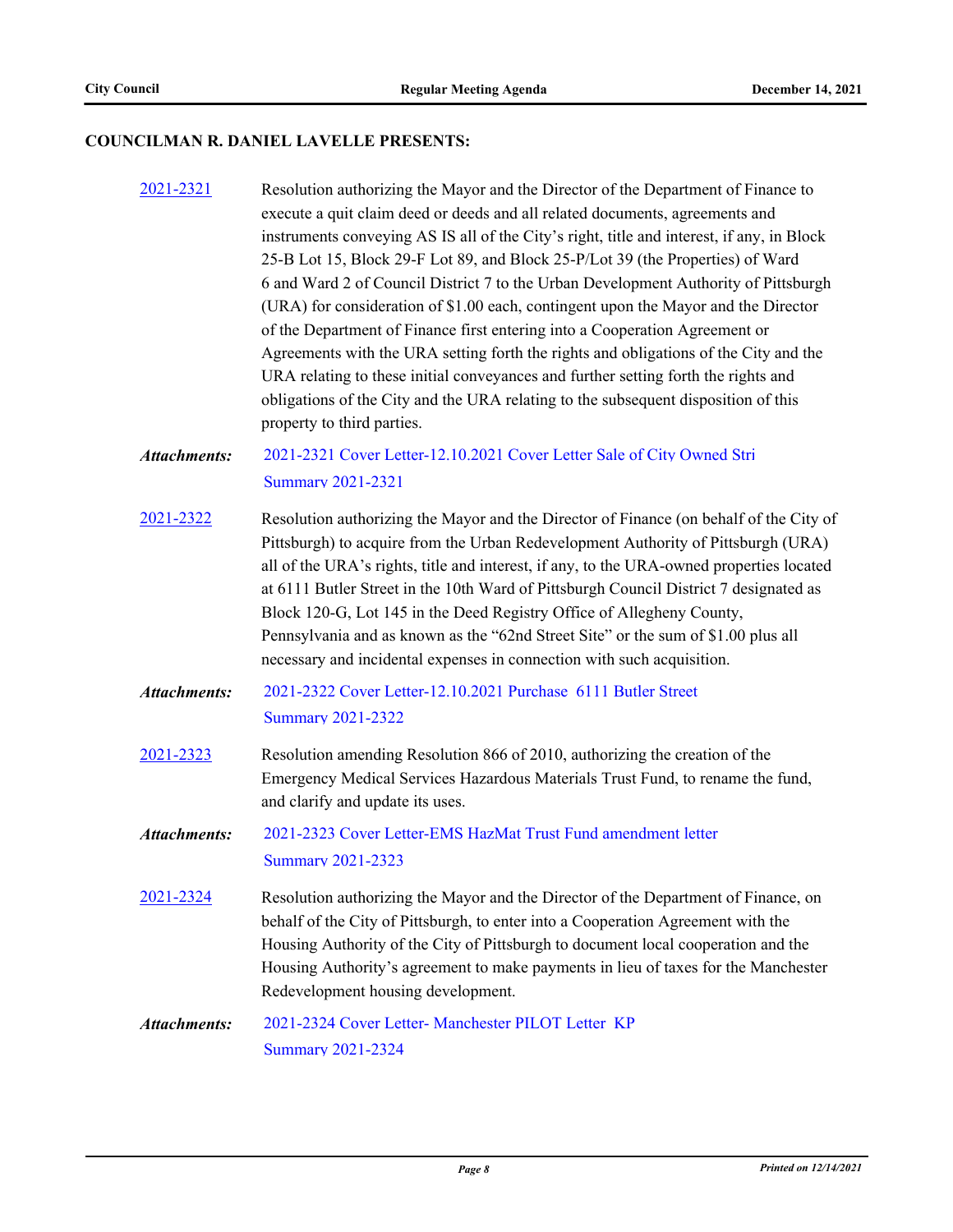**COUNCILMAN R. DANIEL LAVELLE PRESENTS:**

[2021-2321](2021-2321) Resolution authorizing the Mayor and the Director of the Department of Finance to execute a quit claim deed or deeds and all related documents, agreements and instruments conveying AS IS all of the City's right, title and interest, if any, in Block 25-B Lot 15, Block 29-F Lot 89, and Block 25-P/Lot 39 (the Properties) of Ward 6 and Ward 2 of Council District 7 to the Urban Development Authority of Pittsburgh (URA) for consideration of $1.00 each, contingent upon the Mayor and the Director of the Department of Finance first entering into a Cooperation Agreement or Agreements with the URA setting forth the rights and obligations of the City and the URA relating to these initial conveyances and further setting forth the rights and obligations of the City and the URA relating to the subsequent disposition of this property to third parties.

***Attachments:*** 2021-2321 Cover Letter-12.10.2021 Cover Letter Sale of City Owned Stri
Summary 2021-2321

[2021-2322](2021-2322) Resolution authorizing the Mayor and the Director of Finance (on behalf of the City of Pittsburgh) to acquire from the Urban Redevelopment Authority of Pittsburgh (URA) all of the URA's rights, title and interest, if any, to the URA-owned properties located at 6111 Butler Street in the 10th Ward of Pittsburgh Council District 7 designated as Block 120-G, Lot 145 in the Deed Registry Office of Allegheny County, Pennsylvania and as known as the "62nd Street Site" or the sum of $1.00 plus all necessary and incidental expenses in connection with such acquisition.

***Attachments:*** 2021-2322 Cover Letter-12.10.2021 Purchase 6111 Butler Street
Summary 2021-2322

[2021-2323](2021-2323) Resolution amending Resolution 866 of 2010, authorizing the creation of the Emergency Medical Services Hazardous Materials Trust Fund, to rename the fund, and clarify and update its uses.

***Attachments:*** 2021-2323 Cover Letter-EMS HazMat Trust Fund amendment letter
Summary 2021-2323

[2021-2324](2021-2324) Resolution authorizing the Mayor and the Director of the Department of Finance, on behalf of the City of Pittsburgh, to enter into a Cooperation Agreement with the Housing Authority of the City of Pittsburgh to document local cooperation and the Housing Authority's agreement to make payments in lieu of taxes for the Manchester Redevelopment housing development.

***Attachments:*** 2021-2324 Cover Letter- Manchester PILOT Letter KP
Summary 2021-2324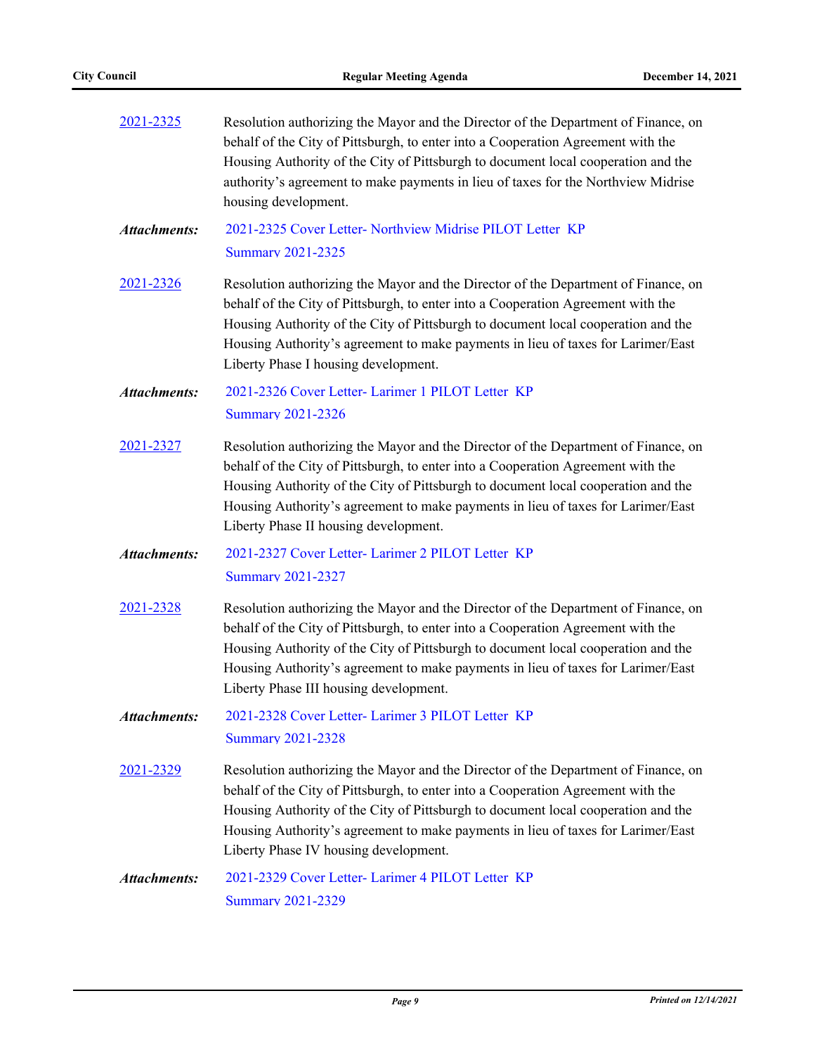2021-2325 Resolution authorizing the Mayor and the Director of the Department of Finance, on behalf of the City of Pittsburgh, to enter into a Cooperation Agreement with the Housing Authority of the City of Pittsburgh to document local cooperation and the authority's agreement to make payments in lieu of taxes for the Northview Midrise housing development.

***Attachments:*** 2021-2325 Cover Letter- Northview Midrise PILOT Letter KP
Summary 2021-2325

2021-2326 Resolution authorizing the Mayor and the Director of the Department of Finance, on behalf of the City of Pittsburgh, to enter into a Cooperation Agreement with the Housing Authority of the City of Pittsburgh to document local cooperation and the Housing Authority's agreement to make payments in lieu of taxes for Larimer/East Liberty Phase I housing development.

***Attachments:*** 2021-2326 Cover Letter- Larimer 1 PILOT Letter KP
Summary 2021-2326

2021-2327 Resolution authorizing the Mayor and the Director of the Department of Finance, on behalf of the City of Pittsburgh, to enter into a Cooperation Agreement with the Housing Authority of the City of Pittsburgh to document local cooperation and the Housing Authority's agreement to make payments in lieu of taxes for Larimer/East Liberty Phase II housing development.

***Attachments:*** 2021-2327 Cover Letter- Larimer 2 PILOT Letter KP
Summary 2021-2327

2021-2328 Resolution authorizing the Mayor and the Director of the Department of Finance, on behalf of the City of Pittsburgh, to enter into a Cooperation Agreement with the Housing Authority of the City of Pittsburgh to document local cooperation and the Housing Authority's agreement to make payments in lieu of taxes for Larimer/East Liberty Phase III housing development.

***Attachments:*** 2021-2328 Cover Letter- Larimer 3 PILOT Letter KP
Summary 2021-2328

2021-2329 Resolution authorizing the Mayor and the Director of the Department of Finance, on behalf of the City of Pittsburgh, to enter into a Cooperation Agreement with the Housing Authority of the City of Pittsburgh to document local cooperation and the Housing Authority's agreement to make payments in lieu of taxes for Larimer/East Liberty Phase IV housing development.

***Attachments:*** 2021-2329 Cover Letter- Larimer 4 PILOT Letter KP
Summary 2021-2329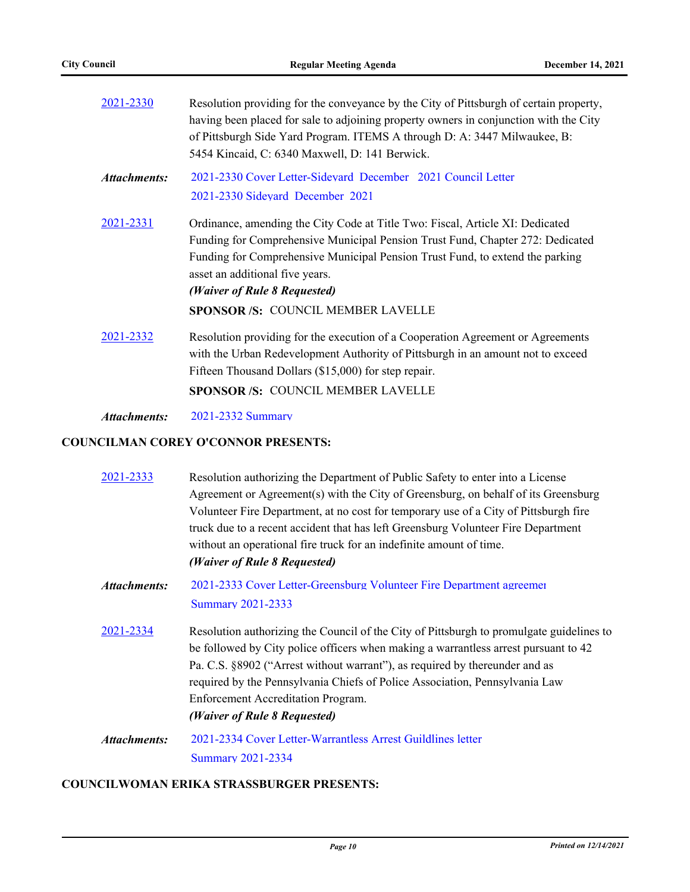2021-2330 Resolution providing for the conveyance by the City of Pittsburgh of certain property, having been placed for sale to adjoining property owners in conjunction with the City of Pittsburgh Side Yard Program. ITEMS A through D: A: 3447 Milwaukee, B: 5454 Kincaid, C: 6340 Maxwell, D: 141 Berwick.

***Attachments:*** 2021-2330 Cover Letter-Sideyard December 2021 Council Letter
2021-2330 Sideyard December 2021

2021-2331 Ordinance, amending the City Code at Title Two: Fiscal, Article XI: Dedicated Funding for Comprehensive Municipal Pension Trust Fund, Chapter 272: Dedicated Funding for Comprehensive Municipal Pension Trust Fund, to extend the parking asset an additional five years.

***(Waiver of Rule 8 Requested)***

**SPONSOR /S:** COUNCIL MEMBER LAVELLE

2021-2332 Resolution providing for the execution of a Cooperation Agreement or Agreements with the Urban Redevelopment Authority of Pittsburgh in an amount not to exceed Fifteen Thousand Dollars ($15,000) for step repair.

**SPONSOR /S:** COUNCIL MEMBER LAVELLE

***Attachments:*** 2021-2332 Summary

## COUNCILMAN COREY O'CONNOR PRESENTS:

2021-2333 Resolution authorizing the Department of Public Safety to enter into a License Agreement or Agreement(s) with the City of Greensburg, on behalf of its Greensburg Volunteer Fire Department, at no cost for temporary use of a City of Pittsburgh fire truck due to a recent accident that has left Greensburg Volunteer Fire Department without an operational fire truck for an indefinite amount of time.

***(Waiver of Rule 8 Requested)***

***Attachments:*** 2021-2333 Cover Letter-Greensburg Volunteer Fire Department agreement
Summary 2021-2333

2021-2334 Resolution authorizing the Council of the City of Pittsburgh to promulgate guidelines to be followed by City police officers when making a warrantless arrest pursuant to 42 Pa. C.S. §8902 ("Arrest without warrant"), as required by thereunder and as required by the Pennsylvania Chiefs of Police Association, Pennsylvania Law Enforcement Accreditation Program.

***(Waiver of Rule 8 Requested)***

***Attachments:*** 2021-2334 Cover Letter-Warrantless Arrest Guildlines letter
Summary 2021-2334

## COUNCILWOMAN ERIKA STRASSBURGER PRESENTS: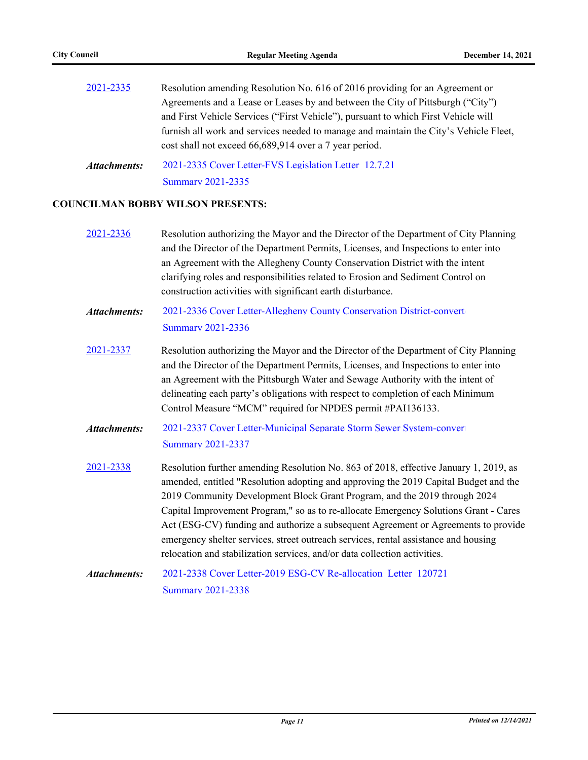2021-2335 Resolution amending Resolution No. 616 of 2016 providing for an Agreement or Agreements and a Lease or Leases by and between the City of Pittsburgh ("City") and First Vehicle Services ("First Vehicle"), pursuant to which First Vehicle will furnish all work and services needed to manage and maintain the City's Vehicle Fleet, cost shall not exceed 66,689,914 over a 7 year period.

***Attachments:*** 2021-2335 Cover Letter-FVS Legislation Letter 12.7.21
Summary 2021-2335

**COUNCILMAN BOBBY WILSON PRESENTS:**

2021-2336 Resolution authorizing the Mayor and the Director of the Department of City Planning and the Director of the Department Permits, Licenses, and Inspections to enter into an Agreement with the Allegheny County Conservation District with the intent clarifying roles and responsibilities related to Erosion and Sediment Control on construction activities with significant earth disturbance.

***Attachments:*** 2021-2336 Cover Letter-Allegheny County Conservation District-convert
Summary 2021-2336

2021-2337 Resolution authorizing the Mayor and the Director of the Department of City Planning and the Director of the Department Permits, Licenses, and Inspections to enter into an Agreement with the Pittsburgh Water and Sewage Authority with the intent of delineating each party's obligations with respect to completion of each Minimum Control Measure "MCM" required for NPDES permit #PAI136133.

***Attachments:*** 2021-2337 Cover Letter-Municipal Separate Storm Sewer System-convert
Summary 2021-2337

2021-2338 Resolution further amending Resolution No. 863 of 2018, effective January 1, 2019, as amended, entitled "Resolution adopting and approving the 2019 Capital Budget and the 2019 Community Development Block Grant Program, and the 2019 through 2024 Capital Improvement Program," so as to re-allocate Emergency Solutions Grant - Cares Act (ESG-CV) funding and authorize a subsequent Agreement or Agreements to provide emergency shelter services, street outreach services, rental assistance and housing relocation and stabilization services, and/or data collection activities.

***Attachments:*** 2021-2338 Cover Letter-2019 ESG-CV Re-allocation Letter 120721
Summary 2021-2338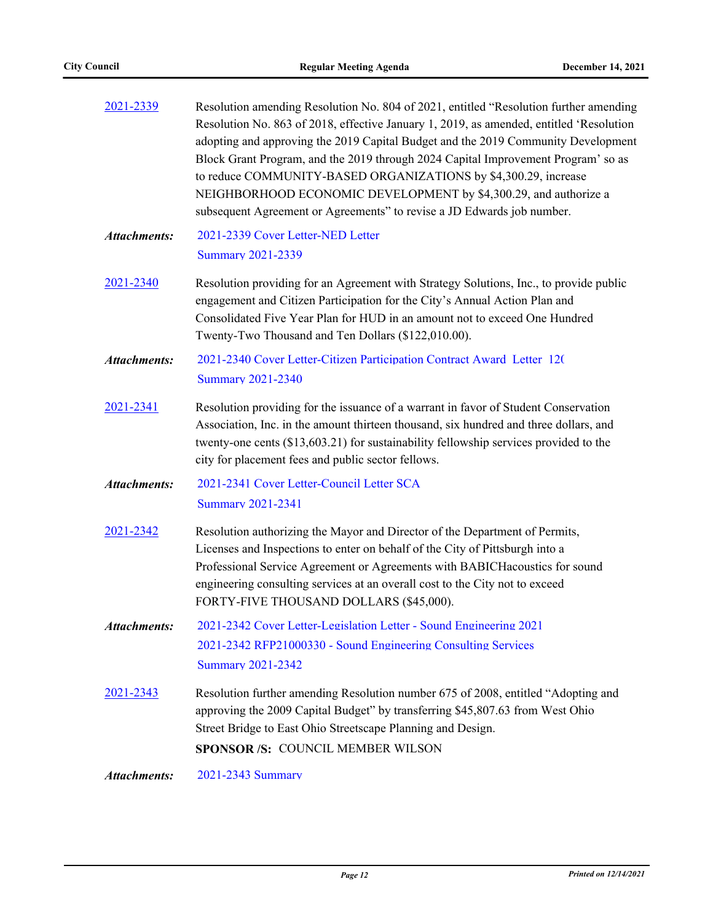2021-2339 Resolution amending Resolution No. 804 of 2021, entitled “Resolution further amending Resolution No. 863 of 2018, effective January 1, 2019, as amended, entitled ‘Resolution adopting and approving the 2019 Capital Budget and the 2019 Community Development Block Grant Program, and the 2019 through 2024 Capital Improvement Program’ so as to reduce COMMUNITY-BASED ORGANIZATIONS by $4,300.29, increase NEIGHBORHOOD ECONOMIC DEVELOPMENT by $4,300.29, and authorize a subsequent Agreement or Agreements” to revise a JD Edwards job number.

***Attachments:*** 2021-2339 Cover Letter-NED Letter
Summary 2021-2339

2021-2340 Resolution providing for an Agreement with Strategy Solutions, Inc., to provide public engagement and Citizen Participation for the City’s Annual Action Plan and Consolidated Five Year Plan for HUD in an amount not to exceed One Hundred Twenty-Two Thousand and Ten Dollars ($122,010.00).

***Attachments:*** 2021-2340 Cover Letter-Citizen Participation Contract Award Letter 12(
Summary 2021-2340

2021-2341 Resolution providing for the issuance of a warrant in favor of Student Conservation Association, Inc. in the amount thirteen thousand, six hundred and three dollars, and twenty-one cents ($13,603.21) for sustainability fellowship services provided to the city for placement fees and public sector fellows.

***Attachments:*** 2021-2341 Cover Letter-Council Letter SCA
Summary 2021-2341

2021-2342 Resolution authorizing the Mayor and Director of the Department of Permits, Licenses and Inspections to enter on behalf of the City of Pittsburgh into a Professional Service Agreement or Agreements with BABICHacoustics for sound engineering consulting services at an overall cost to the City not to exceed FORTY-FIVE THOUSAND DOLLARS ($45,000).

***Attachments:*** 2021-2342 Cover Letter-Legislation Letter - Sound Engineering 2021
2021-2342 RFP21000330 - Sound Engineering Consulting Services
Summary 2021-2342

2021-2343 Resolution further amending Resolution number 675 of 2008, entitled “Adopting and approving the 2009 Capital Budget” by transferring $45,807.63 from West Ohio Street Bridge to East Ohio Streetscape Planning and Design.

**SPONSOR /S:** COUNCIL MEMBER WILSON

***Attachments:*** 2021-2343 Summary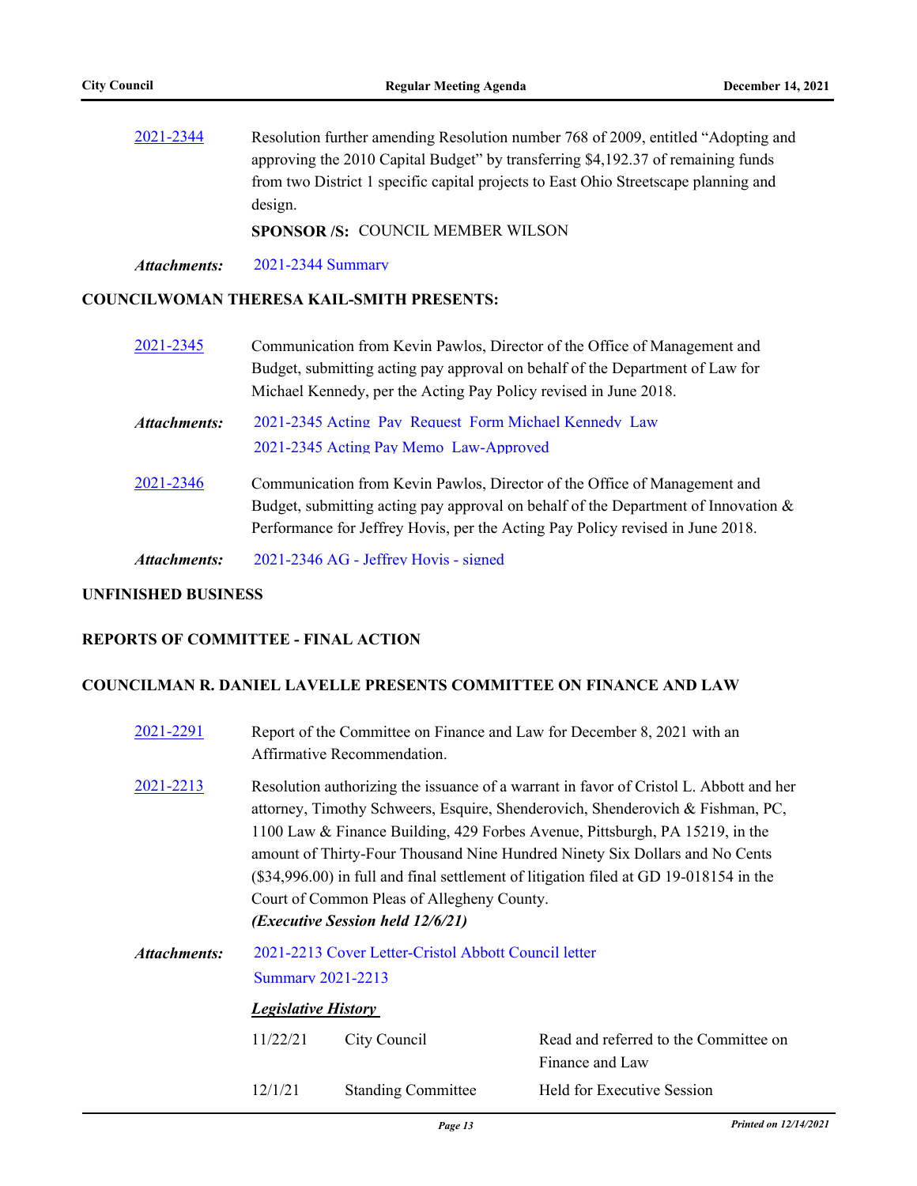2021-2344 Resolution further amending Resolution number 768 of 2009, entitled "Adopting and approving the 2010 Capital Budget" by transferring $4,192.37 of remaining funds from two District 1 specific capital projects to East Ohio Streetscape planning and design.

**SPONSOR /S:** COUNCIL MEMBER WILSON

***Attachments:*** 2021-2344 Summary

**COUNCILWOMAN THERESA KAIL-SMITH PRESENTS:**

2021-2345 Communication from Kevin Pawlos, Director of the Office of Management and Budget, submitting acting pay approval on behalf of the Department of Law for Michael Kennedy, per the Acting Pay Policy revised in June 2018.

***Attachments:*** 2021-2345 Acting Pay Request Form Michael Kennedy Law
2021-2345 Acting Pay Memo Law-Approved

2021-2346 Communication from Kevin Pawlos, Director of the Office of Management and Budget, submitting acting pay approval on behalf of the Department of Innovation & Performance for Jeffrey Hovis, per the Acting Pay Policy revised in June 2018.

***Attachments:*** 2021-2346 AG - Jeffrey Hovis - signed

**UNFINISHED BUSINESS**

**REPORTS OF COMMITTEE - FINAL ACTION**

**COUNCILMAN R. DANIEL LAVELLE PRESENTS COMMITTEE ON FINANCE AND LAW**

2021-2291 Report of the Committee on Finance and Law for December 8, 2021 with an Affirmative Recommendation.

2021-2213 Resolution authorizing the issuance of a warrant in favor of Cristol L. Abbott and her attorney, Timothy Schweers, Esquire, Shenderovich, Shenderovich & Fishman, PC, 1100 Law & Finance Building, 429 Forbes Avenue, Pittsburgh, PA 15219, in the amount of Thirty-Four Thousand Nine Hundred Ninety Six Dollars and No Cents ($34,996.00) in full and final settlement of litigation filed at GD 19-018154 in the Court of Common Pleas of Allegheny County.
***(Executive Session held 12/6/21)***

***Attachments:*** 2021-2213 Cover Letter-Cristol Abbott Council letter
Summary 2021-2213

***Legislative History***

| | | |
|---|---|---|
| 11/22/21 | City Council | Read and referred to the Committee on Finance and Law |
| 12/1/21 | Standing Committee | Held for Executive Session |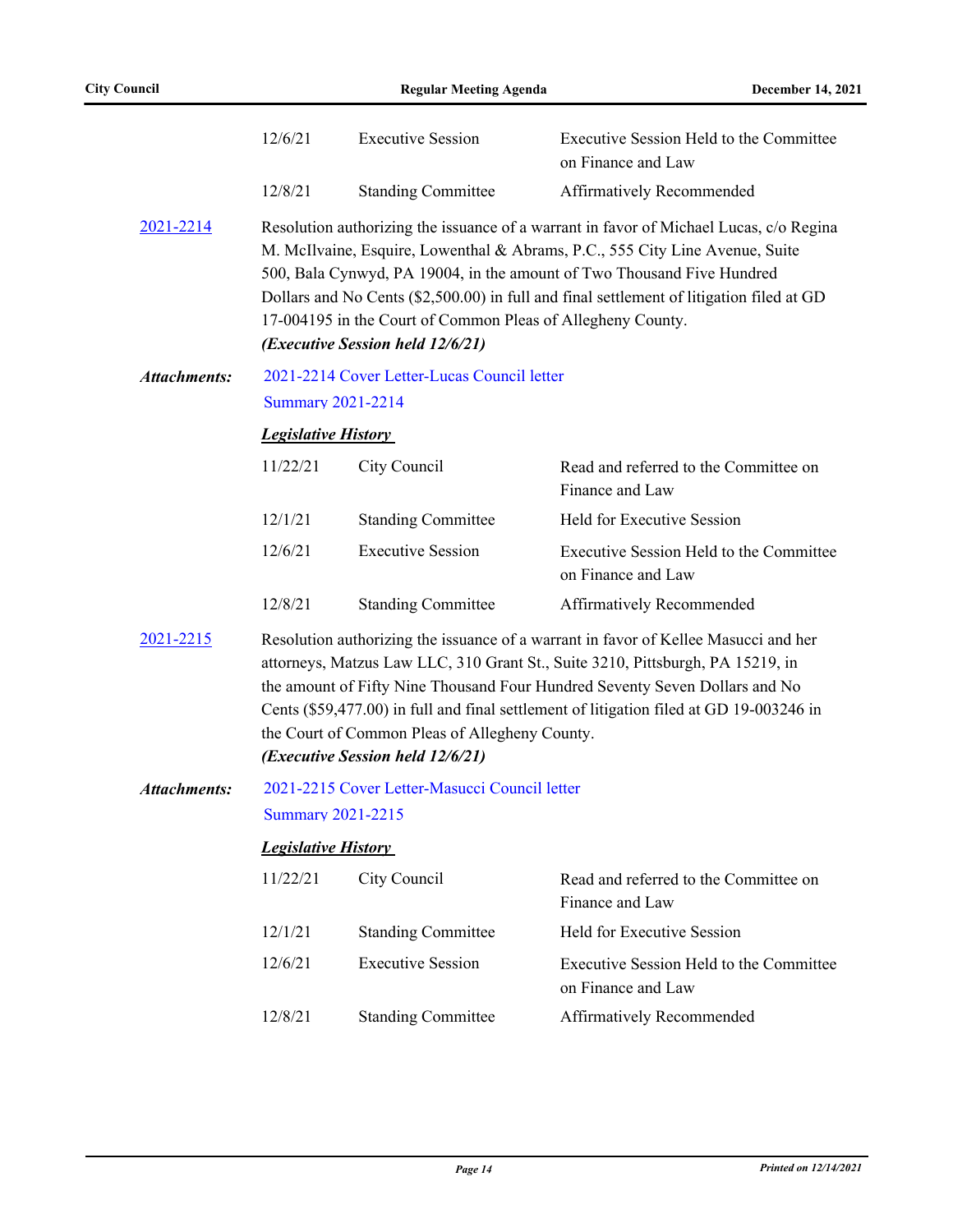| | | |
|---|---|---|
| 12/6/21 | Executive Session | Executive Session Held to the Committee on Finance and Law |
| 12/8/21 | Standing Committee | Affirmatively Recommended |

**2021-2214**

Resolution authorizing the issuance of a warrant in favor of Michael Lucas, c/o Regina M. McIlvaine, Esquire, Lowenthal & Abrams, P.C., 555 City Line Avenue, Suite 500, Bala Cynwyd, PA 19004, in the amount of Two Thousand Five Hundred Dollars and No Cents ($2,500.00) in full and final settlement of litigation filed at GD 17-004195 in the Court of Common Pleas of Allegheny County.
***(Executive Session held 12/6/21)***

***Attachments:*** 2021-2214 Cover Letter-Lucas Council letter
Summary 2021-2214

***Legislative History***

| | | |
|---|---|---|
| 11/22/21 | City Council | Read and referred to the Committee on Finance and Law |
| 12/1/21 | Standing Committee | Held for Executive Session |
| 12/6/21 | Executive Session | Executive Session Held to the Committee on Finance and Law |
| 12/8/21 | Standing Committee | Affirmatively Recommended |

**2021-2215**

Resolution authorizing the issuance of a warrant in favor of Kellee Masucci and her attorneys, Matzus Law LLC, 310 Grant St., Suite 3210, Pittsburgh, PA 15219, in the amount of Fifty Nine Thousand Four Hundred Seventy Seven Dollars and No Cents ($59,477.00) in full and final settlement of litigation filed at GD 19-003246 in the Court of Common Pleas of Allegheny County.
***(Executive Session held 12/6/21)***

***Attachments:*** 2021-2215 Cover Letter-Masucci Council letter
Summary 2021-2215

***Legislative History***

| | | |
|---|---|---|
| 11/22/21 | City Council | Read and referred to the Committee on Finance and Law |
| 12/1/21 | Standing Committee | Held for Executive Session |
| 12/6/21 | Executive Session | Executive Session Held to the Committee on Finance and Law |
| 12/8/21 | Standing Committee | Affirmatively Recommended |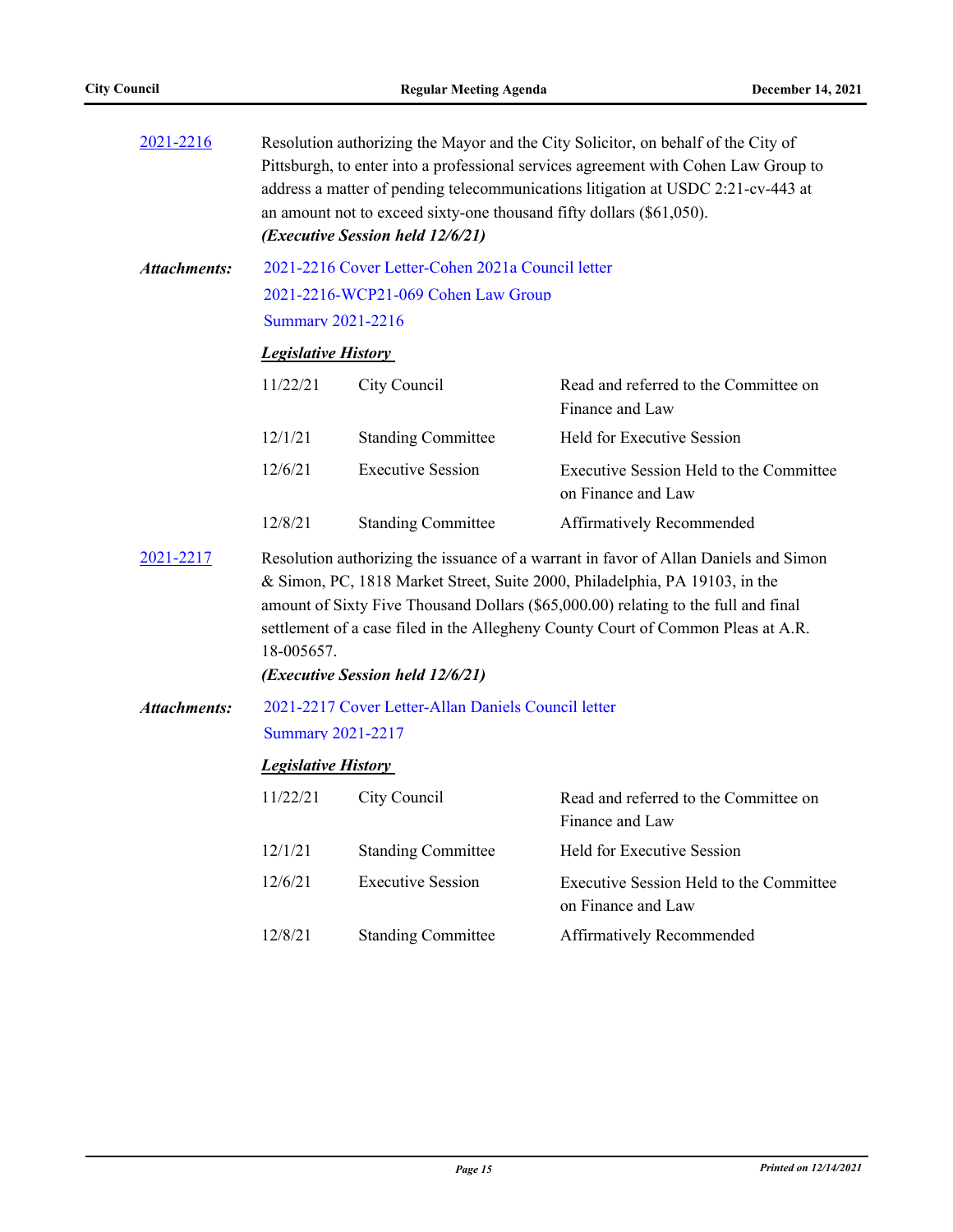2021-2216 Resolution authorizing the Mayor and the City Solicitor, on behalf of the City of Pittsburgh, to enter into a professional services agreement with Cohen Law Group to address a matter of pending telecommunications litigation at USDC 2:21-cv-443 at an amount not to exceed sixty-one thousand fifty dollars ($61,050).
***(Executive Session held 12/6/21)***

***Attachments:*** 2021-2216 Cover Letter-Cohen 2021a Council letter
2021-2216-WCP21-069 Cohen Law Group
Summary 2021-2216

***Legislative History***

| | | |
|---|---|---|
| 11/22/21 | City Council | Read and referred to the Committee on Finance and Law |
| 12/1/21 | Standing Committee | Held for Executive Session |
| 12/6/21 | Executive Session | Executive Session Held to the Committee on Finance and Law |
| 12/8/21 | Standing Committee | Affirmatively Recommended |

2021-2217 Resolution authorizing the issuance of a warrant in favor of Allan Daniels and Simon & Simon, PC, 1818 Market Street, Suite 2000, Philadelphia, PA 19103, in the amount of Sixty Five Thousand Dollars ($65,000.00) relating to the full and final settlement of a case filed in the Allegheny County Court of Common Pleas at A.R. 18-005657.
***(Executive Session held 12/6/21)***

***Attachments:*** 2021-2217 Cover Letter-Allan Daniels Council letter
Summary 2021-2217

***Legislative History***

| | | |
|---|---|---|
| 11/22/21 | City Council | Read and referred to the Committee on Finance and Law |
| 12/1/21 | Standing Committee | Held for Executive Session |
| 12/6/21 | Executive Session | Executive Session Held to the Committee on Finance and Law |
| 12/8/21 | Standing Committee | Affirmatively Recommended |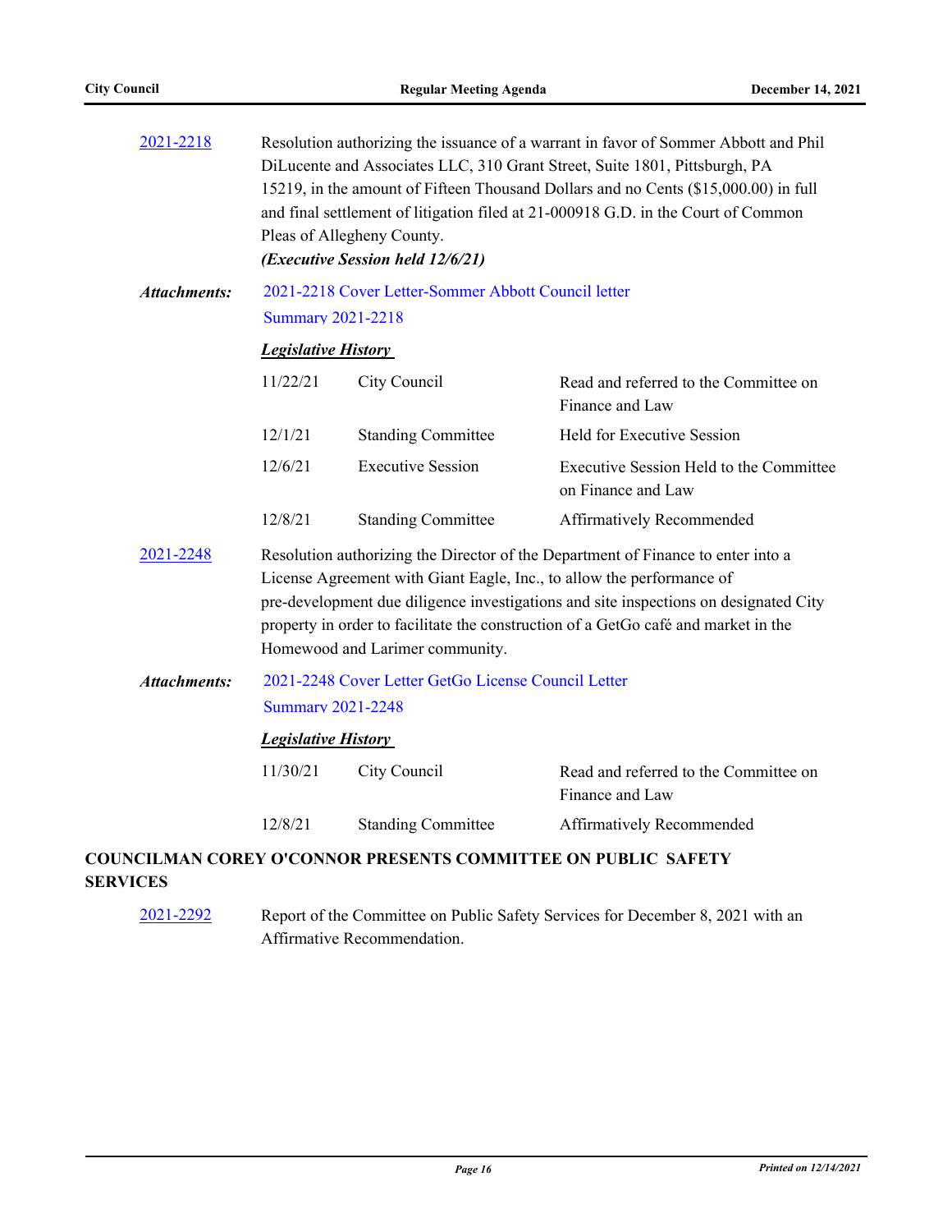2021-2218 Resolution authorizing the issuance of a warrant in favor of Sommer Abbott and Phil DiLucente and Associates LLC, 310 Grant Street, Suite 1801, Pittsburgh, PA 15219, in the amount of Fifteen Thousand Dollars and no Cents ($15,000.00) in full and final settlement of litigation filed at 21-000918 G.D. in the Court of Common Pleas of Allegheny County.
***(Executive Session held 12/6/21)***

***Attachments:*** 2021-2218 Cover Letter-Sommer Abbott Council letter
Summary 2021-2218

***Legislative History***

| | | |
|---|---|---|
| 11/22/21 | City Council | Read and referred to the Committee on Finance and Law |
| 12/1/21 | Standing Committee | Held for Executive Session |
| 12/6/21 | Executive Session | Executive Session Held to the Committee on Finance and Law |
| 12/8/21 | Standing Committee | Affirmatively Recommended |

2021-2248 Resolution authorizing the Director of the Department of Finance to enter into a License Agreement with Giant Eagle, Inc., to allow the performance of pre-development due diligence investigations and site inspections on designated City property in order to facilitate the construction of a GetGo café and market in the Homewood and Larimer community.

***Attachments:*** 2021-2248 Cover Letter GetGo License Council Letter
Summary 2021-2248

***Legislative History***

| | | |
|---|---|---|
| 11/30/21 | City Council | Read and referred to the Committee on Finance and Law |
| 12/8/21 | Standing Committee | Affirmatively Recommended |

**COUNCILMAN COREY O'CONNOR PRESENTS COMMITTEE ON PUBLIC SAFETY SERVICES**

2021-2292 Report of the Committee on Public Safety Services for December 8, 2021 with an Affirmative Recommendation.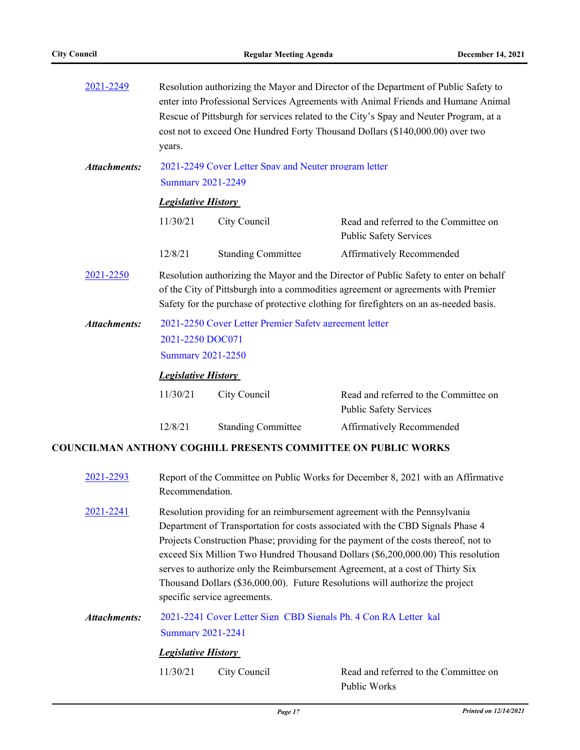[2021-2249](#) Resolution authorizing the Mayor and Director of the Department of Public Safety to enter into Professional Services Agreements with Animal Friends and Humane Animal Rescue of Pittsburgh for services related to the City's Spay and Neuter Program, at a cost not to exceed One Hundred Forty Thousand Dollars ($140,000.00) over two years.

***Attachments:*** 2021-2249 Cover Letter Spay and Neuter program letter
Summary 2021-2249

***Legislative History***

| | | |
|---|---|---|
| 11/30/21 | City Council | Read and referred to the Committee on Public Safety Services |
| 12/8/21 | Standing Committee | Affirmatively Recommended |

[2021-2250](#) Resolution authorizing the Mayor and the Director of Public Safety to enter on behalf of the City of Pittsburgh into a commodities agreement or agreements with Premier Safety for the purchase of protective clothing for firefighters on an as-needed basis.

***Attachments:*** 2021-2250 Cover Letter Premier Safety agreement letter
2021-2250 DOC071
Summary 2021-2250

***Legislative History***

| | | |
|---|---|---|
| 11/30/21 | City Council | Read and referred to the Committee on Public Safety Services |
| 12/8/21 | Standing Committee | Affirmatively Recommended |

**COUNCILMAN ANTHONY COGHILL PRESENTS COMMITTEE ON PUBLIC WORKS**

[2021-2293](#) Report of the Committee on Public Works for December 8, 2021 with an Affirmative Recommendation.

[2021-2241](#) Resolution providing for an reimbursement agreement with the Pennsylvania Department of Transportation for costs associated with the CBD Signals Phase 4 Projects Construction Phase; providing for the payment of the costs thereof, not to exceed Six Million Two Hundred Thousand Dollars ($6,200,000.00) This resolution serves to authorize only the Reimbursement Agreement, at a cost of Thirty Six Thousand Dollars ($36,000.00). Future Resolutions will authorize the project specific service agreements.

***Attachments:*** 2021-2241 Cover Letter Sign CBD Signals Ph. 4 Con RA Letter kal
Summary 2021-2241

***Legislative History***

| | | |
|---|---|---|
| 11/30/21 | City Council | Read and referred to the Committee on Public Works |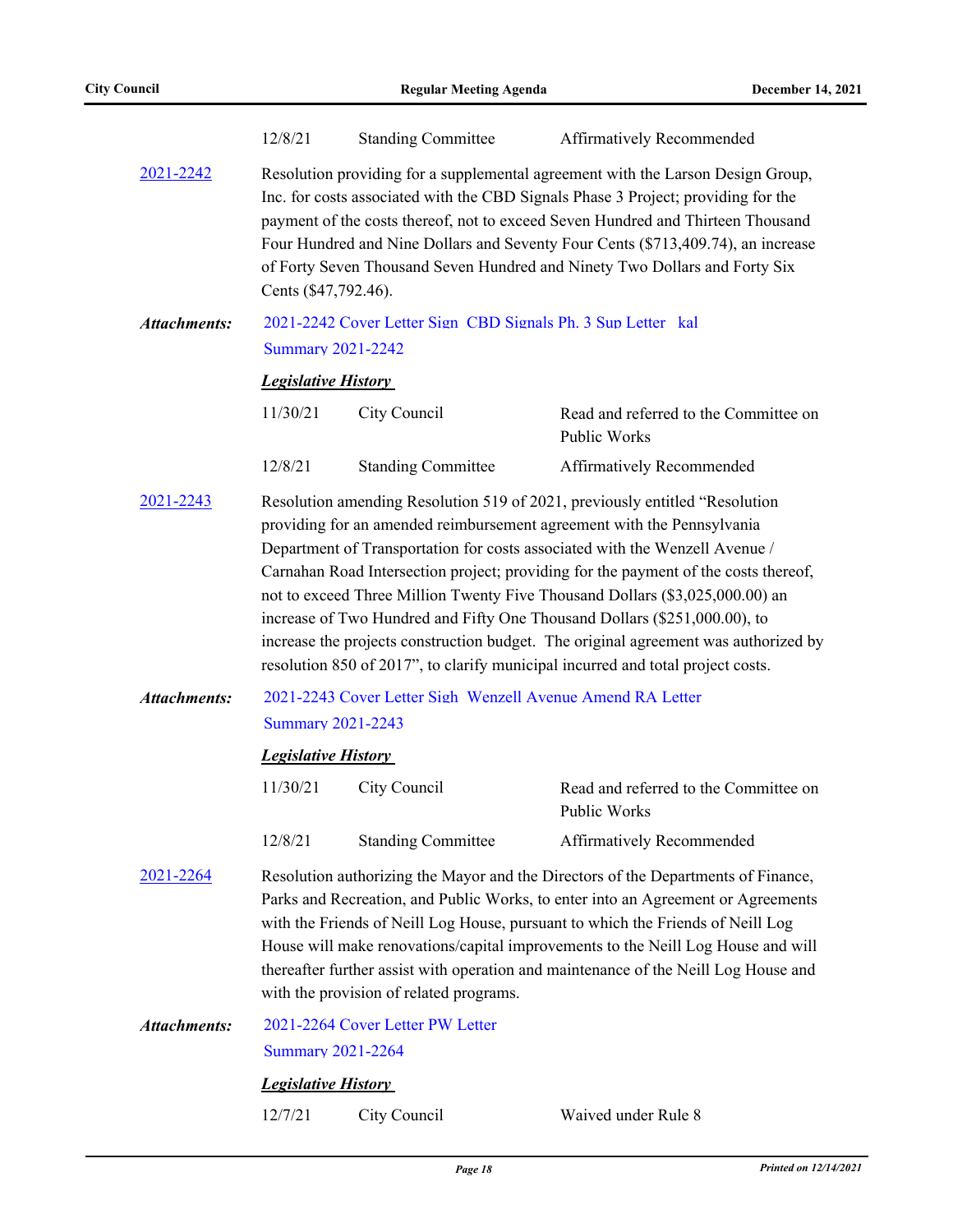| | | |
|---|---|---|
| 12/8/21 | Standing Committee | Affirmatively Recommended |

**2021-2242** Resolution providing for a supplemental agreement with the Larson Design Group, Inc. for costs associated with the CBD Signals Phase 3 Project; providing for the payment of the costs thereof, not to exceed Seven Hundred and Thirteen Thousand Four Hundred and Nine Dollars and Seventy Four Cents ($713,409.74), an increase of Forty Seven Thousand Seven Hundred and Ninety Two Dollars and Forty Six Cents ($47,792.46).

***Attachments:*** 2021-2242 Cover Letter Sign CBD Signals Ph. 3 Sup Letter kal
Summary 2021-2242

***Legislative History***

| | | |
|---|---|---|
| 11/30/21 | City Council | Read and referred to the Committee on Public Works |
| 12/8/21 | Standing Committee | Affirmatively Recommended |

**2021-2243** Resolution amending Resolution 519 of 2021, previously entitled "Resolution providing for an amended reimbursement agreement with the Pennsylvania Department of Transportation for costs associated with the Wenzell Avenue / Carnahan Road Intersection project; providing for the payment of the costs thereof, not to exceed Three Million Twenty Five Thousand Dollars ($3,025,000.00) an increase of Two Hundred and Fifty One Thousand Dollars ($251,000.00), to increase the projects construction budget. The original agreement was authorized by resolution 850 of 2017", to clarify municipal incurred and total project costs.

***Attachments:*** 2021-2243 Cover Letter Sigh Wenzell Avenue Amend RA Letter
Summary 2021-2243

***Legislative History***

| | | |
|---|---|---|
| 11/30/21 | City Council | Read and referred to the Committee on Public Works |
| 12/8/21 | Standing Committee | Affirmatively Recommended |

**2021-2264** Resolution authorizing the Mayor and the Directors of the Departments of Finance, Parks and Recreation, and Public Works, to enter into an Agreement or Agreements with the Friends of Neill Log House, pursuant to which the Friends of Neill Log House will make renovations/capital improvements to the Neill Log House and will thereafter further assist with operation and maintenance of the Neill Log House and with the provision of related programs.

***Attachments:*** 2021-2264 Cover Letter PW Letter
Summary 2021-2264

***Legislative History***

| | | |
|---|---|---|
| 12/7/21 | City Council | Waived under Rule 8 |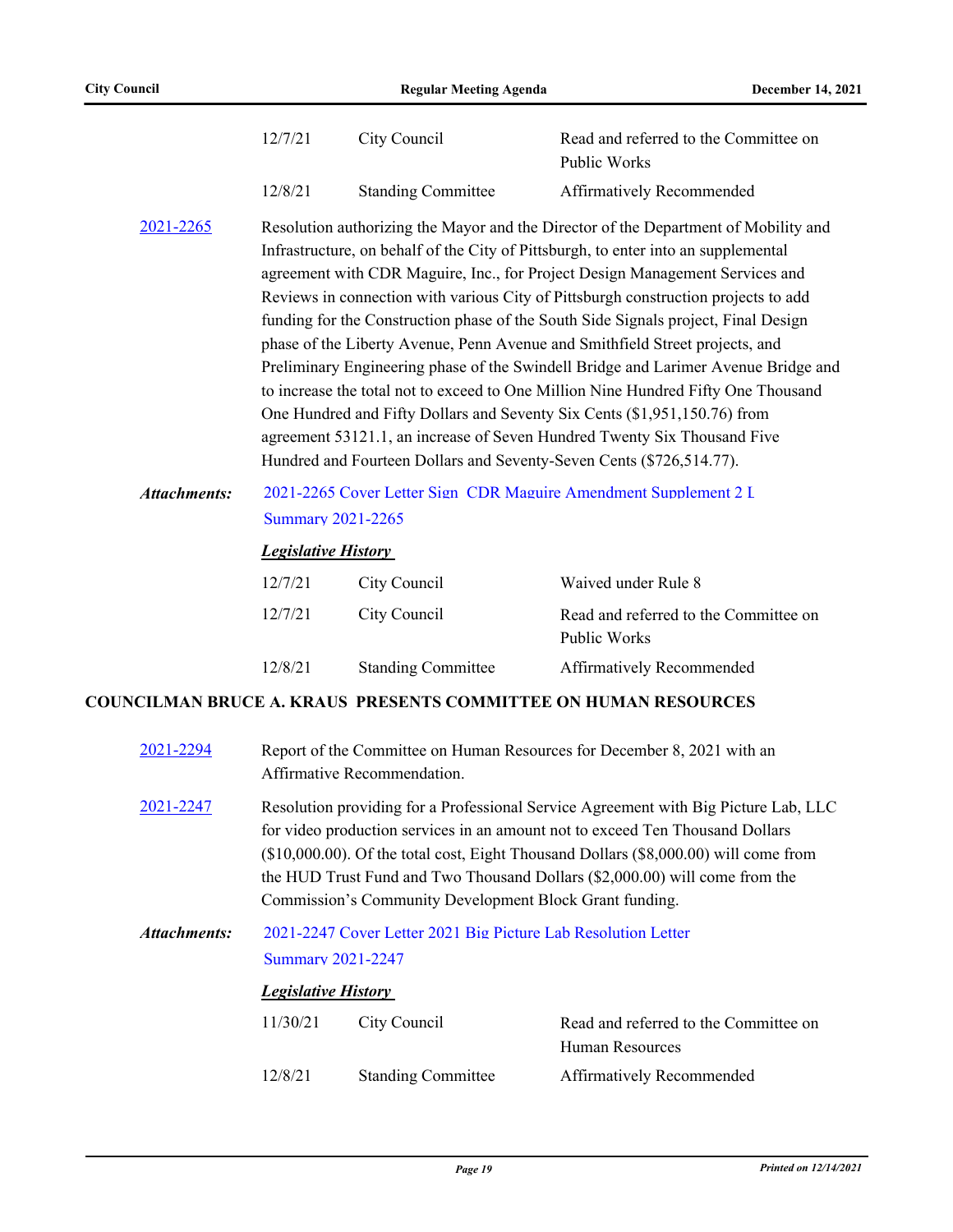| | | |
|---|---|---|
| 12/7/21 | City Council | Read and referred to the Committee on Public Works |
| 12/8/21 | Standing Committee | Affirmatively Recommended |

2021-2265 Resolution authorizing the Mayor and the Director of the Department of Mobility and Infrastructure, on behalf of the City of Pittsburgh, to enter into an supplemental agreement with CDR Maguire, Inc., for Project Design Management Services and Reviews in connection with various City of Pittsburgh construction projects to add funding for the Construction phase of the South Side Signals project, Final Design phase of the Liberty Avenue, Penn Avenue and Smithfield Street projects, and Preliminary Engineering phase of the Swindell Bridge and Larimer Avenue Bridge and to increase the total not to exceed to One Million Nine Hundred Fifty One Thousand One Hundred and Fifty Dollars and Seventy Six Cents ($1,951,150.76) from agreement 53121.1, an increase of Seven Hundred Twenty Six Thousand Five Hundred and Fourteen Dollars and Seventy-Seven Cents ($726,514.77).

***Attachments:*** 2021-2265 Cover Letter Sign CDR Maguire Amendment Supplement 2 L
Summary 2021-2265

***Legislative History***

| | | |
|---|---|---|
| 12/7/21 | City Council | Waived under Rule 8 |
| 12/7/21 | City Council | Read and referred to the Committee on Public Works |
| 12/8/21 | Standing Committee | Affirmatively Recommended |

**COUNCILMAN BRUCE A. KRAUS PRESENTS COMMITTEE ON HUMAN RESOURCES**

2021-2294 Report of the Committee on Human Resources for December 8, 2021 with an Affirmative Recommendation.

2021-2247 Resolution providing for a Professional Service Agreement with Big Picture Lab, LLC for video production services in an amount not to exceed Ten Thousand Dollars ($10,000.00). Of the total cost, Eight Thousand Dollars ($8,000.00) will come from the HUD Trust Fund and Two Thousand Dollars ($2,000.00) will come from the Commission's Community Development Block Grant funding.

***Attachments:*** 2021-2247 Cover Letter 2021 Big Picture Lab Resolution Letter
Summary 2021-2247

***Legislative History***

| | | |
|---|---|---|
| 11/30/21 | City Council | Read and referred to the Committee on Human Resources |
| 12/8/21 | Standing Committee | Affirmatively Recommended |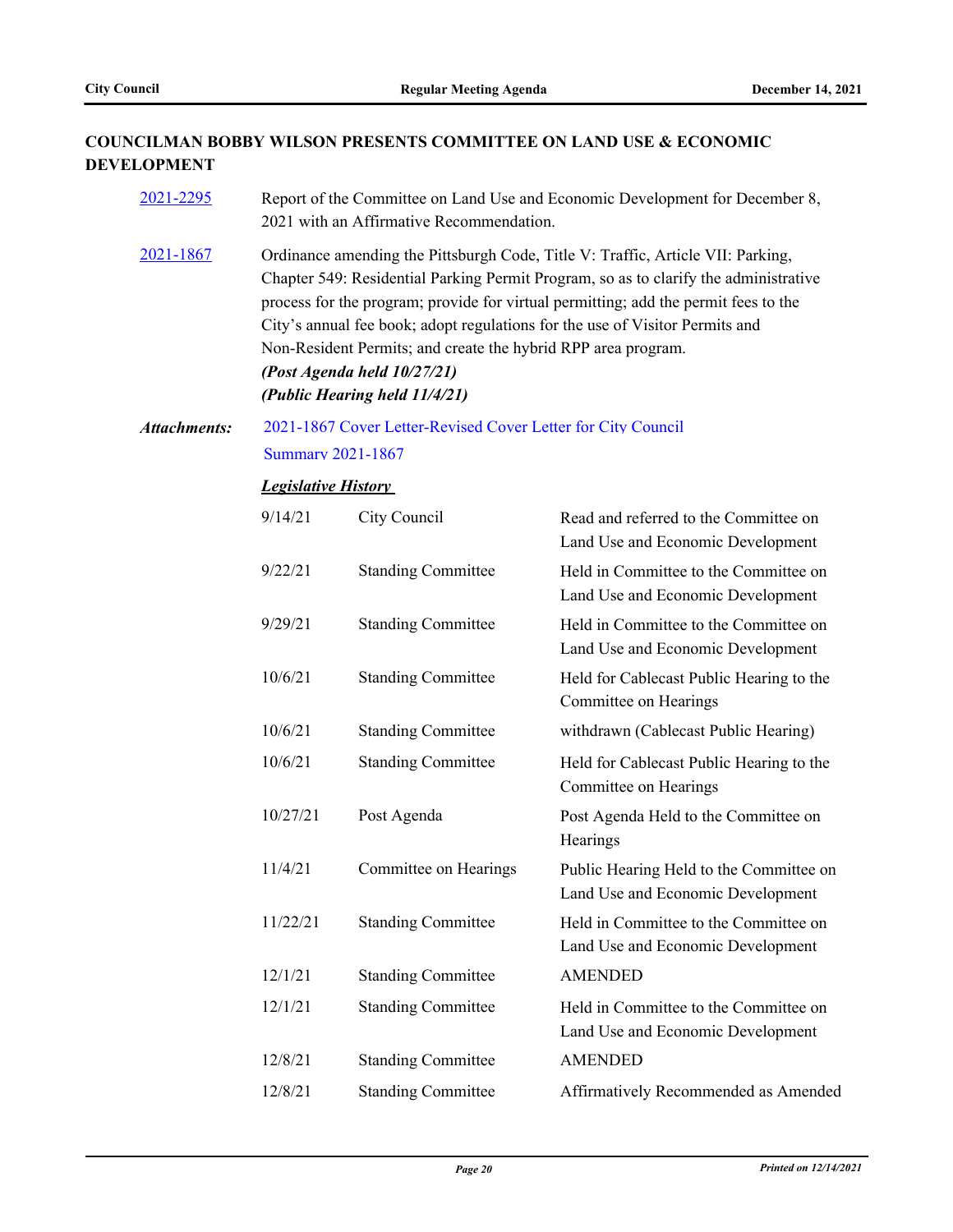## COUNCILMAN BOBBY WILSON PRESENTS COMMITTEE ON LAND USE & ECONOMIC DEVELOPMENT

[2021-2295](2021-2295) Report of the Committee on Land Use and Economic Development for December 8, 2021 with an Affirmative Recommendation.

[2021-1867](2021-1867) Ordinance amending the Pittsburgh Code, Title V: Traffic, Article VII: Parking, Chapter 549: Residential Parking Permit Program, so as to clarify the administrative process for the program; provide for virtual permitting; add the permit fees to the City's annual fee book; adopt regulations for the use of Visitor Permits and Non-Resident Permits; and create the hybrid RPP area program.
***(Post Agenda held 10/27/21)***
***(Public Hearing held 11/4/21)***

***Attachments:*** 2021-1867 Cover Letter-Revised Cover Letter for City Council
Summary 2021-1867

***Legislative History***

| Date | Body | Action |
|---|---|---|
| 9/14/21 | City Council | Read and referred to the Committee on Land Use and Economic Development |
| 9/22/21 | Standing Committee | Held in Committee to the Committee on Land Use and Economic Development |
| 9/29/21 | Standing Committee | Held in Committee to the Committee on Land Use and Economic Development |
| 10/6/21 | Standing Committee | Held for Cablecast Public Hearing to the Committee on Hearings |
| 10/6/21 | Standing Committee | withdrawn (Cablecast Public Hearing) |
| 10/6/21 | Standing Committee | Held for Cablecast Public Hearing to the Committee on Hearings |
| 10/27/21 | Post Agenda | Post Agenda Held to the Committee on Hearings |
| 11/4/21 | Committee on Hearings | Public Hearing Held to the Committee on Land Use and Economic Development |
| 11/22/21 | Standing Committee | Held in Committee to the Committee on Land Use and Economic Development |
| 12/1/21 | Standing Committee | AMENDED |
| 12/1/21 | Standing Committee | Held in Committee to the Committee on Land Use and Economic Development |
| 12/8/21 | Standing Committee | AMENDED |
| 12/8/21 | Standing Committee | Affirmatively Recommended as Amended |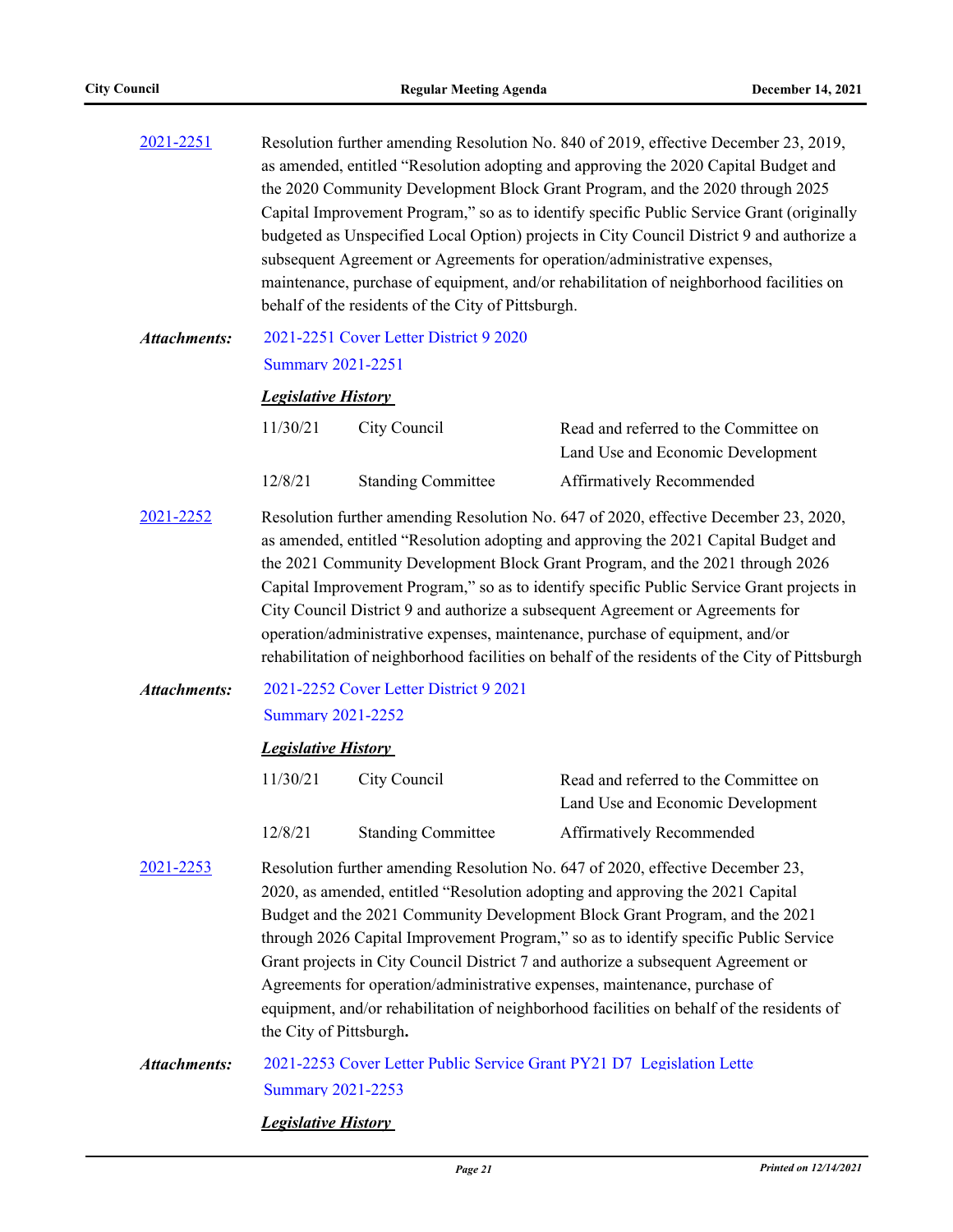2021-2251 Resolution further amending Resolution No. 840 of 2019, effective December 23, 2019, as amended, entitled "Resolution adopting and approving the 2020 Capital Budget and the 2020 Community Development Block Grant Program, and the 2020 through 2025 Capital Improvement Program," so as to identify specific Public Service Grant (originally budgeted as Unspecified Local Option) projects in City Council District 9 and authorize a subsequent Agreement or Agreements for operation/administrative expenses, maintenance, purchase of equipment, and/or rehabilitation of neighborhood facilities on behalf of the residents of the City of Pittsburgh.

***Attachments:*** 2021-2251 Cover Letter District 9 2020
Summary 2021-2251

***Legislative History***

| | | |
|---|---|---|
| 11/30/21 | City Council | Read and referred to the Committee on Land Use and Economic Development |
| 12/8/21 | Standing Committee | Affirmatively Recommended |

2021-2252 Resolution further amending Resolution No. 647 of 2020, effective December 23, 2020, as amended, entitled "Resolution adopting and approving the 2021 Capital Budget and the 2021 Community Development Block Grant Program, and the 2021 through 2026 Capital Improvement Program," so as to identify specific Public Service Grant projects in City Council District 9 and authorize a subsequent Agreement or Agreements for operation/administrative expenses, maintenance, purchase of equipment, and/or rehabilitation of neighborhood facilities on behalf of the residents of the City of Pittsburgh

***Attachments:*** 2021-2252 Cover Letter District 9 2021
Summary 2021-2252

***Legislative History***

| | | |
|---|---|---|
| 11/30/21 | City Council | Read and referred to the Committee on Land Use and Economic Development |
| 12/8/21 | Standing Committee | Affirmatively Recommended |

2021-2253 Resolution further amending Resolution No. 647 of 2020, effective December 23, 2020, as amended, entitled "Resolution adopting and approving the 2021 Capital Budget and the 2021 Community Development Block Grant Program, and the 2021 through 2026 Capital Improvement Program," so as to identify specific Public Service Grant projects in City Council District 7 and authorize a subsequent Agreement or Agreements for operation/administrative expenses, maintenance, purchase of equipment, and/or rehabilitation of neighborhood facilities on behalf of the residents of the City of Pittsburgh**.**

***Attachments:*** 2021-2253 Cover Letter Public Service Grant PY21 D7 Legislation Lette
Summary 2021-2253

***Legislative History***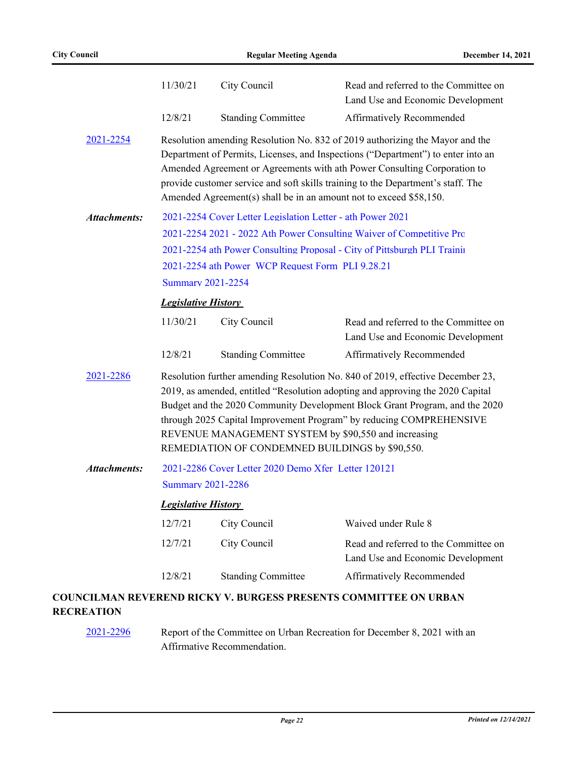| | | |
|---|---|---|
| 11/30/21 | City Council | Read and referred to the Committee on Land Use and Economic Development |
| 12/8/21 | Standing Committee | Affirmatively Recommended |

[2021-2254](2021-2254) Resolution amending Resolution No. 832 of 2019 authorizing the Mayor and the Department of Permits, Licenses, and Inspections ("Department") to enter into an Amended Agreement or Agreements with ath Power Consulting Corporation to provide customer service and soft skills training to the Department's staff. The Amended Agreement(s) shall be in an amount not to exceed $58,150.

***Attachments:***
2021-2254 Cover Letter Legislation Letter - ath Power 2021
2021-2254 2021 - 2022 Ath Power Consulting Waiver of Competitive Pro
2021-2254 ath Power Consulting Proposal - City of Pittsburgh PLI Trainin
2021-2254 ath Power WCP Request Form PLI 9.28.21
Summary 2021-2254

***Legislative History***

| | | |
|---|---|---|
| 11/30/21 | City Council | Read and referred to the Committee on Land Use and Economic Development |
| 12/8/21 | Standing Committee | Affirmatively Recommended |

[2021-2286](2021-2286) Resolution further amending Resolution No. 840 of 2019, effective December 23, 2019, as amended, entitled "Resolution adopting and approving the 2020 Capital Budget and the 2020 Community Development Block Grant Program, and the 2020 through 2025 Capital Improvement Program" by reducing COMPREHENSIVE REVENUE MANAGEMENT SYSTEM by $90,550 and increasing REMEDIATION OF CONDEMNED BUILDINGS by $90,550.

***Attachments:***
2021-2286 Cover Letter 2020 Demo Xfer Letter 120121
Summary 2021-2286

***Legislative History***

| | | |
|---|---|---|
| 12/7/21 | City Council | Waived under Rule 8 |
| 12/7/21 | City Council | Read and referred to the Committee on Land Use and Economic Development |
| 12/8/21 | Standing Committee | Affirmatively Recommended |

**COUNCILMAN REVEREND RICKY V. BURGESS PRESENTS COMMITTEE ON URBAN RECREATION**

[2021-2296](2021-2296) Report of the Committee on Urban Recreation for December 8, 2021 with an Affirmative Recommendation.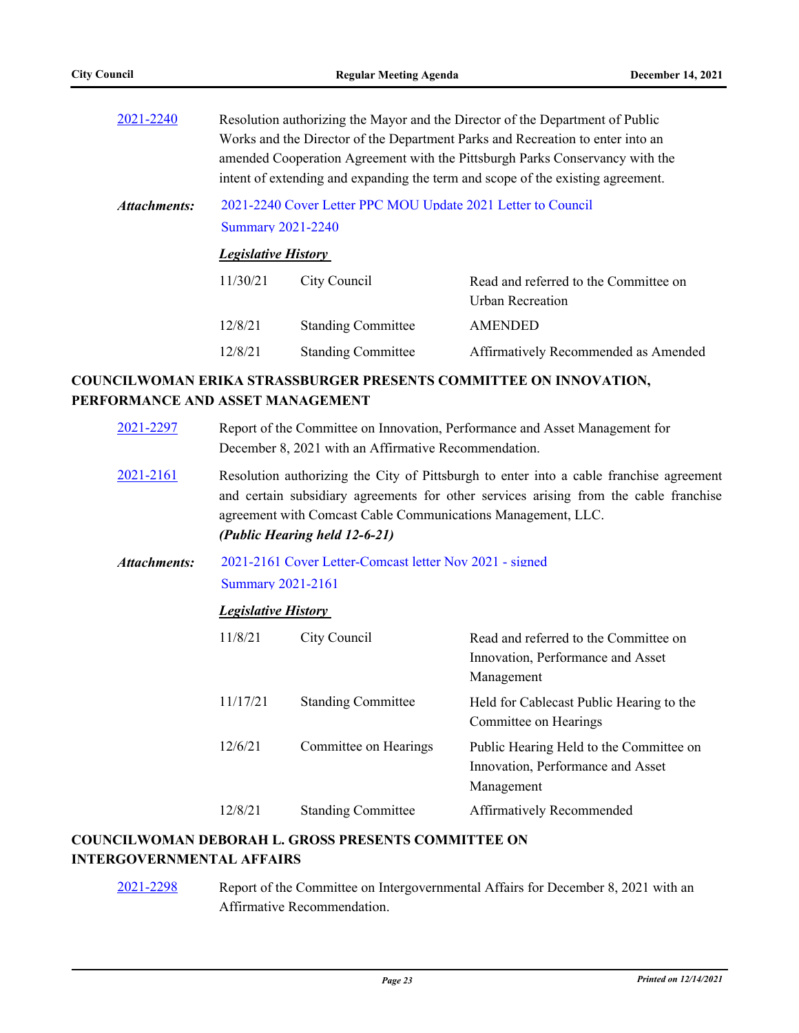2021-2240 Resolution authorizing the Mayor and the Director of the Department of Public Works and the Director of the Department Parks and Recreation to enter into an amended Cooperation Agreement with the Pittsburgh Parks Conservancy with the intent of extending and expanding the term and scope of the existing agreement.

***Attachments:*** 2021-2240 Cover Letter PPC MOU Update 2021 Letter to Council
Summary 2021-2240

***Legislative History***

| | | |
|---|---|---|
| 11/30/21 | City Council | Read and referred to the Committee on Urban Recreation |
| 12/8/21 | Standing Committee | AMENDED |
| 12/8/21 | Standing Committee | Affirmatively Recommended as Amended |

## COUNCILWOMAN ERIKA STRASSBURGER PRESENTS COMMITTEE ON INNOVATION, PERFORMANCE AND ASSET MANAGEMENT

2021-2297 Report of the Committee on Innovation, Performance and Asset Management for December 8, 2021 with an Affirmative Recommendation.

2021-2161 Resolution authorizing the City of Pittsburgh to enter into a cable franchise agreement and certain subsidiary agreements for other services arising from the cable franchise agreement with Comcast Cable Communications Management, LLC.
***(Public Hearing held 12-6-21)***

***Attachments:*** 2021-2161 Cover Letter-Comcast letter Nov 2021 - signed
Summary 2021-2161

***Legislative History***

| | | |
|---|---|---|
| 11/8/21 | City Council | Read and referred to the Committee on Innovation, Performance and Asset Management |
| 11/17/21 | Standing Committee | Held for Cablecast Public Hearing to the Committee on Hearings |
| 12/6/21 | Committee on Hearings | Public Hearing Held to the Committee on Innovation, Performance and Asset Management |
| 12/8/21 | Standing Committee | Affirmatively Recommended |

## COUNCILWOMAN DEBORAH L. GROSS PRESENTS COMMITTEE ON INTERGOVERNMENTAL AFFAIRS

2021-2298 Report of the Committee on Intergovernmental Affairs for December 8, 2021 with an Affirmative Recommendation.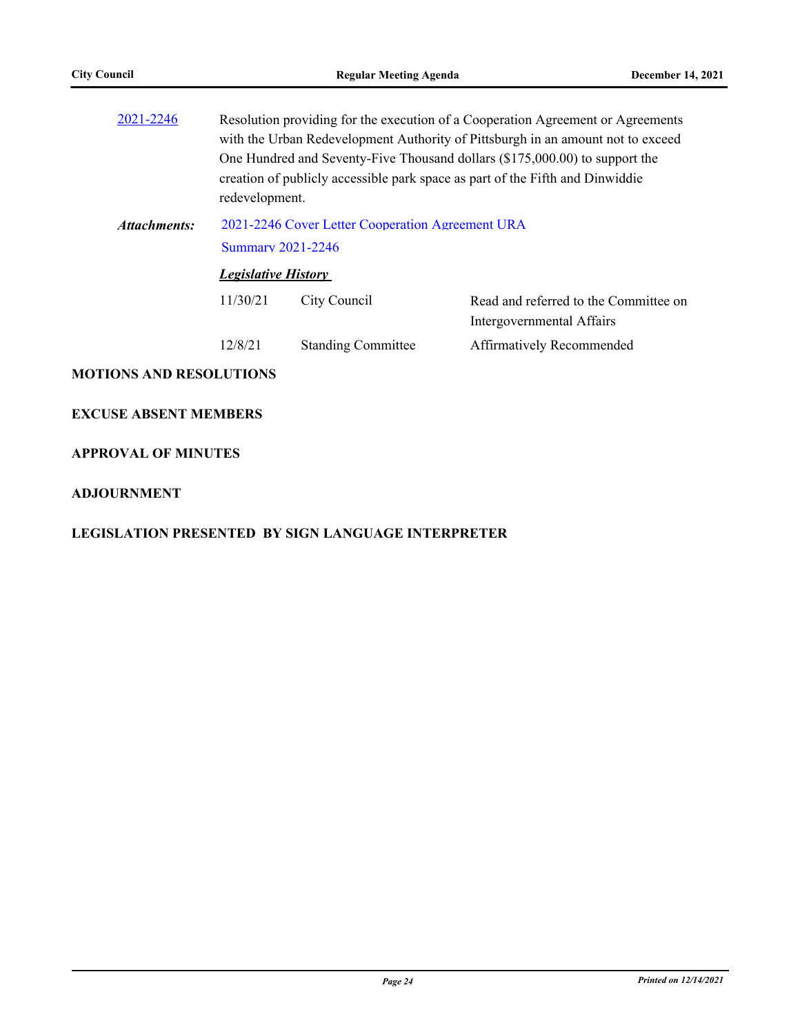2021-2246 Resolution providing for the execution of a Cooperation Agreement or Agreements with the Urban Redevelopment Authority of Pittsburgh in an amount not to exceed One Hundred and Seventy-Five Thousand dollars ($175,000.00) to support the creation of publicly accessible park space as part of the Fifth and Dinwiddie redevelopment.

***Attachments:*** 2021-2246 Cover Letter Cooperation Agreement URA

Summary 2021-2246

***Legislative History***

| | | |
|---|---|---|
| 11/30/21 | City Council | Read and referred to the Committee on Intergovernmental Affairs |
| 12/8/21 | Standing Committee | Affirmatively Recommended |

**MOTIONS AND RESOLUTIONS**

**EXCUSE ABSENT MEMBERS**

**APPROVAL OF MINUTES**

**ADJOURNMENT**

**LEGISLATION PRESENTED BY SIGN LANGUAGE INTERPRETER**